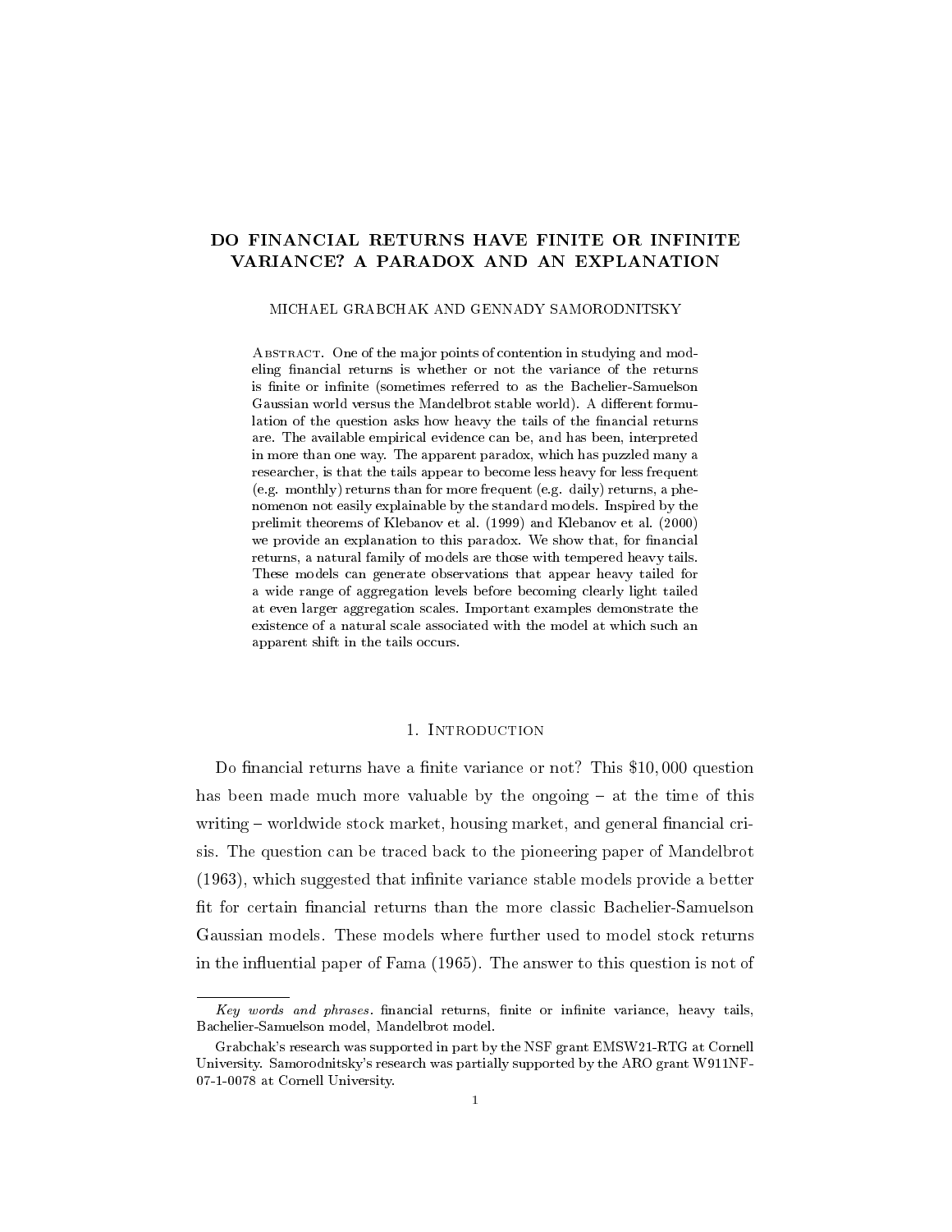# DO FINANCIAL RETURNS HAVE FINITE OR INFINITE VARIANCE? A PARADOX AND AN EXPLANATION

MICHAEL GRABCHAK AND GENNADY SAMORODNITSKY

Abstract. One of the major points of contention in studying and modeling financial returns is whether or not the variance of the returns is finite or infinite (sometimes referred to as the Bachelier-Samuelson Gaussian world versus the Mandelbrot stable world). A different formulation of the question asks how heavy the tails of the financial returns are. The available empirical evidence can be, and has been, interpreted in more than one way. The apparent paradox, which has puzzled many a researcher, is that the tails appear to become less heavy for less frequent (e.g. monthly) returns than for more frequent (e.g. daily) returns, a phenomenon not easily explainable by the standard models. Inspired by the prelimit theorems of Klebanov et al. (1999) and Klebanov et al. (2000) we provide an explanation to this paradox. We show that, for financial returns, a natural family of models are those with tempered heavy tails. These models can generate observations that appear heavy tailed for a wide range of aggregation levels before becoming clearly light tailed at even larger aggregation scales. Important examples demonstrate the existence of a natural scale associated with the model at which such an apparent shift in the tails occurs.

## 1. Introduction

Do financial returns have a finite variance or not? This $10,000 question has been made much more valuable by the ongoing – at the time of this writing – worldwide stock market, housing market, and general financial crisis. The question can be traced back to the pioneering paper of Mandelbrot (1963), which suggested that infinite variance stable models provide a better fit for certain financial returns than the more classic Bachelier-Samuelson Gaussian models. These models where further used to model stock returns in the influential paper of Fama (1965). The answer to this question is not of

*Key words and phrases.* financial returns, finite or infinite variance, heavy tails, Bachelier-Samuelson model, Mandelbrot model.

Grabchak's research was supported in part by the NSF grant EMSW21-RTG at Cornell University. Samorodnitsky's research was partially supported by the ARO grant W911NF-07-1-0078 at Cornell University.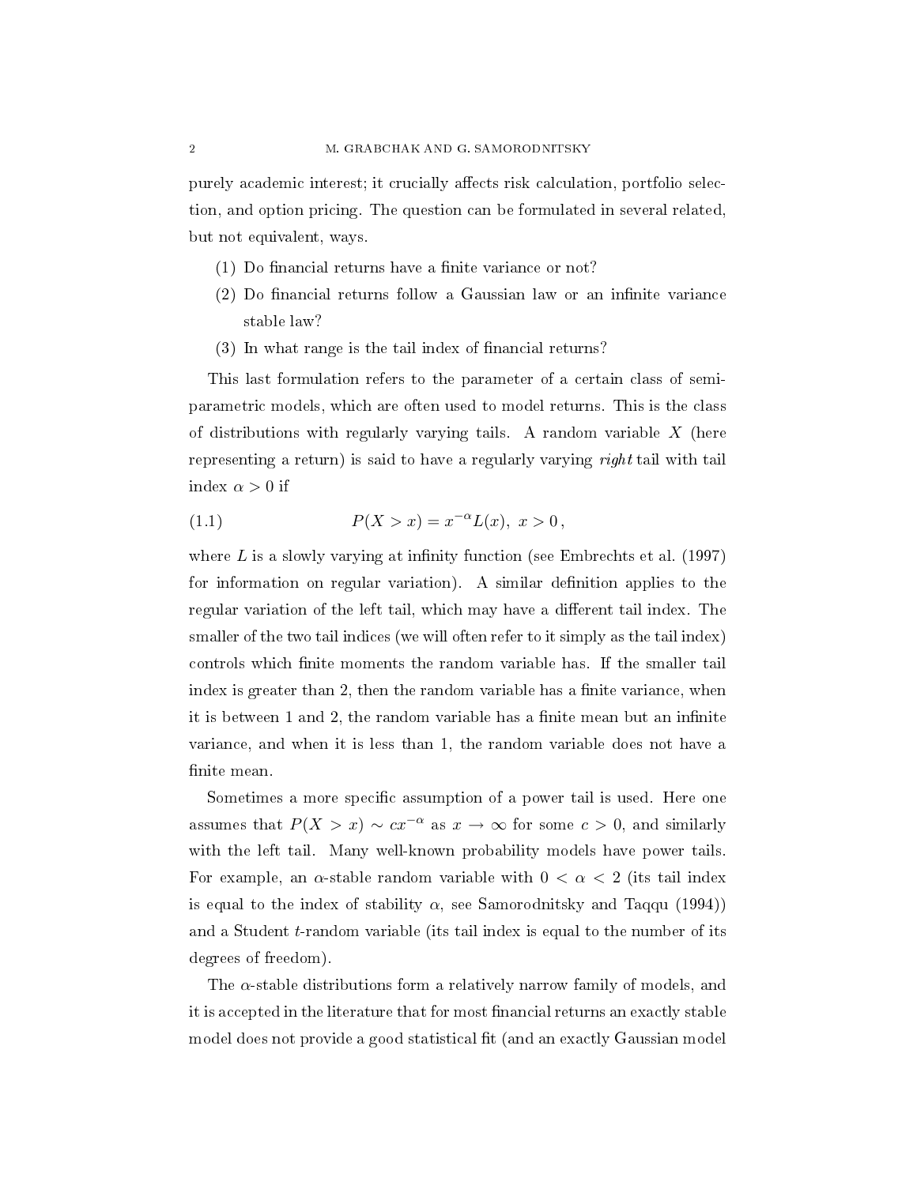purely academic interest; it crucially affects risk calculation, portfolio selection, and option pricing. The question can be formulated in several related, but not equivalent, ways.

1. Do financial returns have a finite variance or not?
2. Do financial returns follow a Gaussian law or an infinite variance stable law?
3. In what range is the tail index of financial returns?

This last formulation refers to the parameter of a certain class of semi-parametric models, which are often used to model returns. This is the class of distributions with regularly varying tails. A random variable $X$ (here representing a return) is said to have a regularly varying *right* tail with tail index $\alpha > 0$ if

$$P(X > x) = x^{-\alpha} L(x), \; x > 0 \,, \tag{1.1}$$

where $L$ is a slowly varying at infinity function (see Embrechts et al. (1997) for information on regular variation). A similar definition applies to the regular variation of the left tail, which may have a different tail index. The smaller of the two tail indices (we will often refer to it simply as the tail index) controls which finite moments the random variable has. If the smaller tail index is greater than 2, then the random variable has a finite variance, when it is between 1 and 2, the random variable has a finite mean but an infinite variance, and when it is less than 1, the random variable does not have a finite mean.

Sometimes a more specific assumption of a power tail is used. Here one assumes that $P(X > x) \sim cx^{-\alpha}$ as $x \to \infty$ for some $c > 0$, and similarly with the left tail. Many well-known probability models have power tails. For example, an $\alpha$-stable random variable with $0 < \alpha < 2$ (its tail index is equal to the index of stability $\alpha$, see Samorodnitsky and Taqqu (1994)) and a Student $t$-random variable (its tail index is equal to the number of its degrees of freedom).

The $\alpha$-stable distributions form a relatively narrow family of models, and it is accepted in the literature that for most financial returns an exactly stable model does not provide a good statistical fit (and an exactly Gaussian model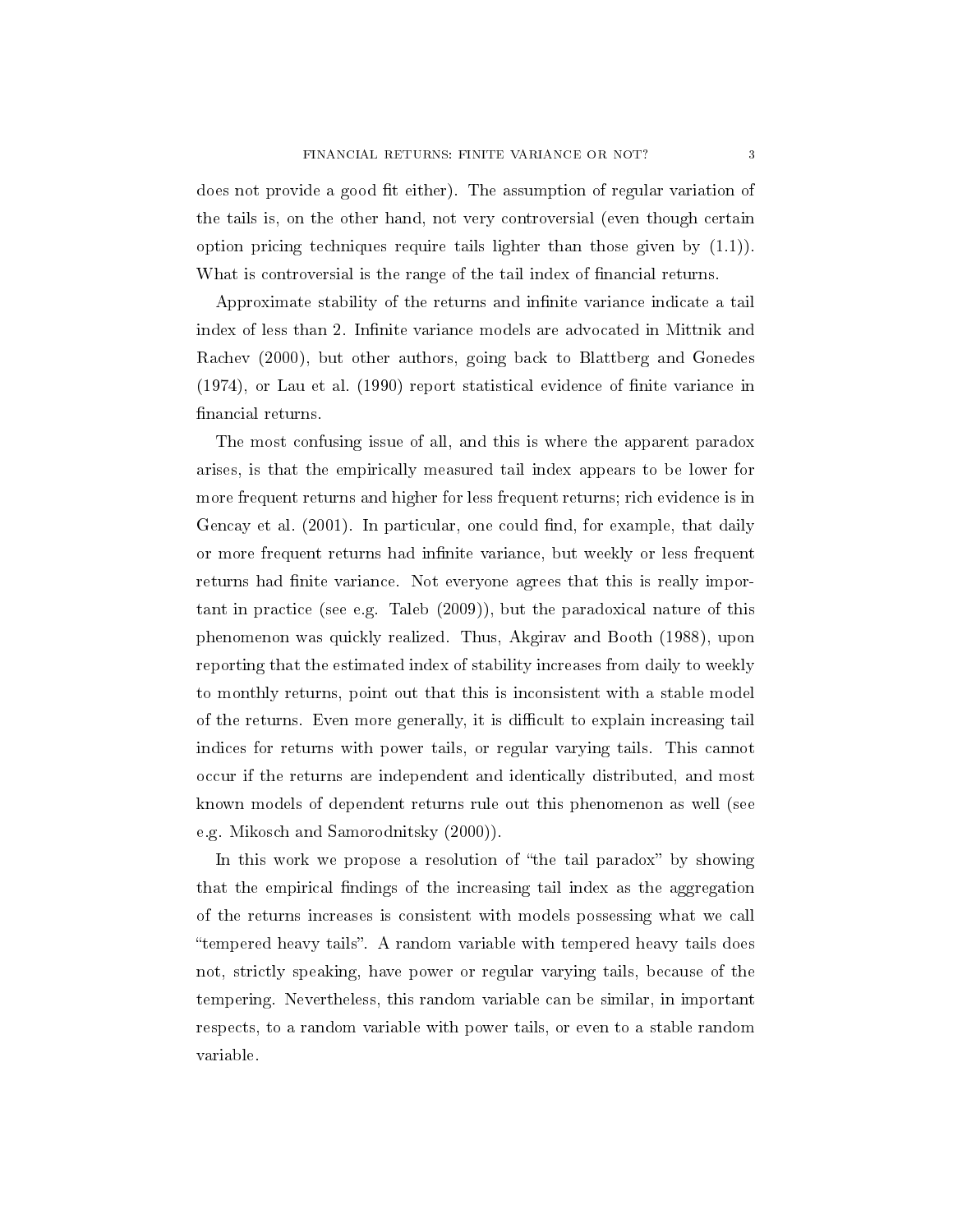does not provide a good fit either). The assumption of regular variation of the tails is, on the other hand, not very controversial (even though certain option pricing techniques require tails lighter than those given by (1.1)). What is controversial is the range of the tail index of financial returns.

Approximate stability of the returns and infinite variance indicate a tail index of less than 2. Infinite variance models are advocated in Mittnik and Rachev (2000), but other authors, going back to Blattberg and Gonedes (1974), or Lau et al. (1990) report statistical evidence of finite variance in financial returns.

The most confusing issue of all, and this is where the apparent paradox arises, is that the empirically measured tail index appears to be lower for more frequent returns and higher for less frequent returns; rich evidence is in Gencay et al. (2001). In particular, one could find, for example, that daily or more frequent returns had infinite variance, but weekly or less frequent returns had finite variance. Not everyone agrees that this is really important in practice (see e.g. Taleb (2009)), but the paradoxical nature of this phenomenon was quickly realized. Thus, Akgirav and Booth (1988), upon reporting that the estimated index of stability increases from daily to weekly to monthly returns, point out that this is inconsistent with a stable model of the returns. Even more generally, it is difficult to explain increasing tail indices for returns with power tails, or regular varying tails. This cannot occur if the returns are independent and identically distributed, and most known models of dependent returns rule out this phenomenon as well (see e.g. Mikosch and Samorodnitsky (2000)).

In this work we propose a resolution of "the tail paradox" by showing that the empirical findings of the increasing tail index as the aggregation of the returns increases is consistent with models possessing what we call "tempered heavy tails". A random variable with tempered heavy tails does not, strictly speaking, have power or regular varying tails, because of the tempering. Nevertheless, this random variable can be similar, in important respects, to a random variable with power tails, or even to a stable random variable.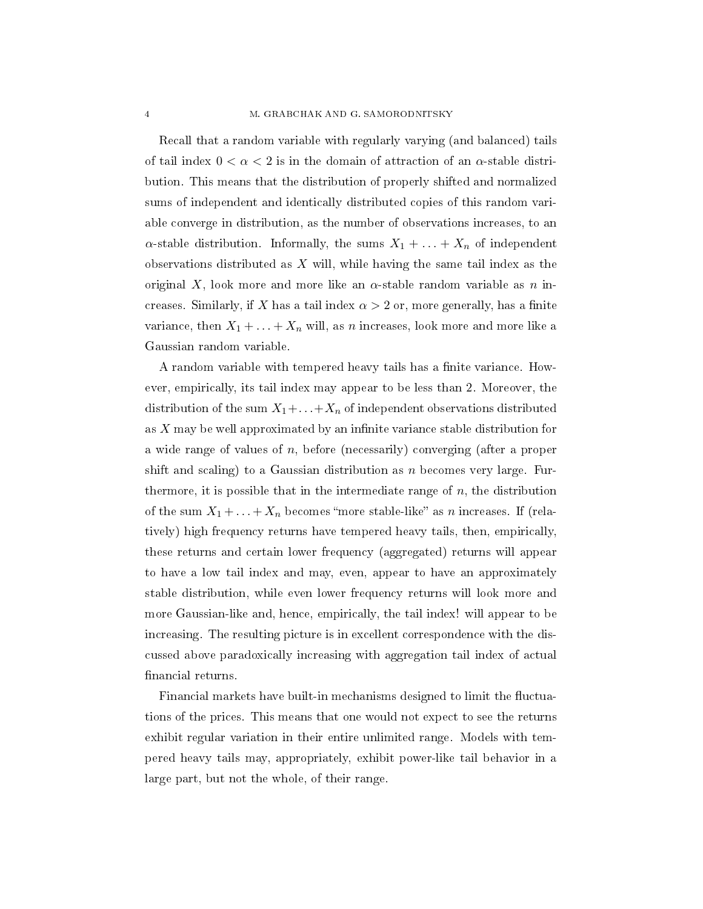Recall that a random variable with regularly varying (and balanced) tails of tail index $0 < \alpha < 2$ is in the domain of attraction of an $\alpha$-stable distribution. This means that the distribution of properly shifted and normalized sums of independent and identically distributed copies of this random variable converge in distribution, as the number of observations increases, to an $\alpha$-stable distribution. Informally, the sums $X_1 + \ldots + X_n$ of independent observations distributed as $X$ will, while having the same tail index as the original $X$, look more and more like an $\alpha$-stable random variable as $n$ increases. Similarly, if $X$ has a tail index $\alpha > 2$ or, more generally, has a finite variance, then $X_1 + \ldots + X_n$ will, as $n$ increases, look more and more like a Gaussian random variable.

A random variable with tempered heavy tails has a finite variance. However, empirically, its tail index may appear to be less than 2. Moreover, the distribution of the sum $X_1 + \ldots + X_n$ of independent observations distributed as $X$ may be well approximated by an infinite variance stable distribution for a wide range of values of $n$, before (necessarily) converging (after a proper shift and scaling) to a Gaussian distribution as $n$ becomes very large. Furthermore, it is possible that in the intermediate range of $n$, the distribution of the sum $X_1 + \ldots + X_n$ becomes "more stable-like" as $n$ increases. If (relatively) high frequency returns have tempered heavy tails, then, empirically, these returns and certain lower frequency (aggregated) returns will appear to have a low tail index and may, even, appear to have an approximately stable distribution, while even lower frequency returns will look more and more Gaussian-like and, hence, empirically, the tail index! will appear to be increasing. The resulting picture is in excellent correspondence with the discussed above paradoxically increasing with aggregation tail index of actual financial returns.

Financial markets have built-in mechanisms designed to limit the fluctuations of the prices. This means that one would not expect to see the returns exhibit regular variation in their entire unlimited range. Models with tempered heavy tails may, appropriately, exhibit power-like tail behavior in a large part, but not the whole, of their range.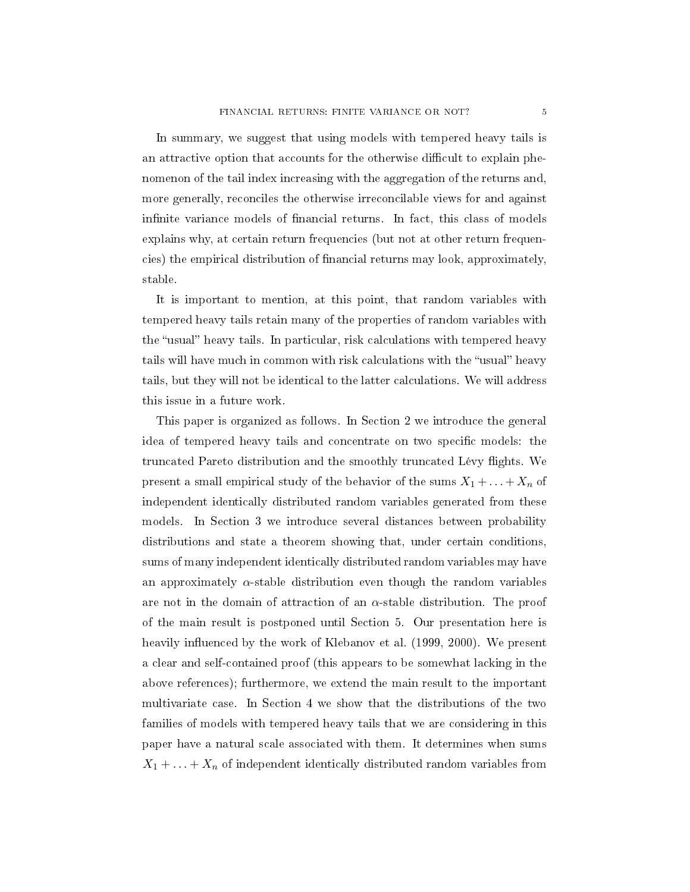In summary, we suggest that using models with tempered heavy tails is an attractive option that accounts for the otherwise difficult to explain phenomenon of the tail index increasing with the aggregation of the returns and, more generally, reconciles the otherwise irreconcilable views for and against infinite variance models of financial returns. In fact, this class of models explains why, at certain return frequencies (but not at other return frequencies) the empirical distribution of financial returns may look, approximately, stable.

It is important to mention, at this point, that random variables with tempered heavy tails retain many of the properties of random variables with the "usual" heavy tails. In particular, risk calculations with tempered heavy tails will have much in common with risk calculations with the "usual" heavy tails, but they will not be identical to the latter calculations. We will address this issue in a future work.

This paper is organized as follows. In Section 2 we introduce the general idea of tempered heavy tails and concentrate on two specific models: the truncated Pareto distribution and the smoothly truncated Lévy flights. We present a small empirical study of the behavior of the sums $X_1 + \ldots + X_n$ of independent identically distributed random variables generated from these models. In Section 3 we introduce several distances between probability distributions and state a theorem showing that, under certain conditions, sums of many independent identically distributed random variables may have an approximately $\alpha$-stable distribution even though the random variables are not in the domain of attraction of an $\alpha$-stable distribution. The proof of the main result is postponed until Section 5. Our presentation here is heavily influenced by the work of Klebanov et al. (1999, 2000). We present a clear and self-contained proof (this appears to be somewhat lacking in the above references); furthermore, we extend the main result to the important multivariate case. In Section 4 we show that the distributions of the two families of models with tempered heavy tails that we are considering in this paper have a natural scale associated with them. It determines when sums $X_1 + \ldots + X_n$ of independent identically distributed random variables from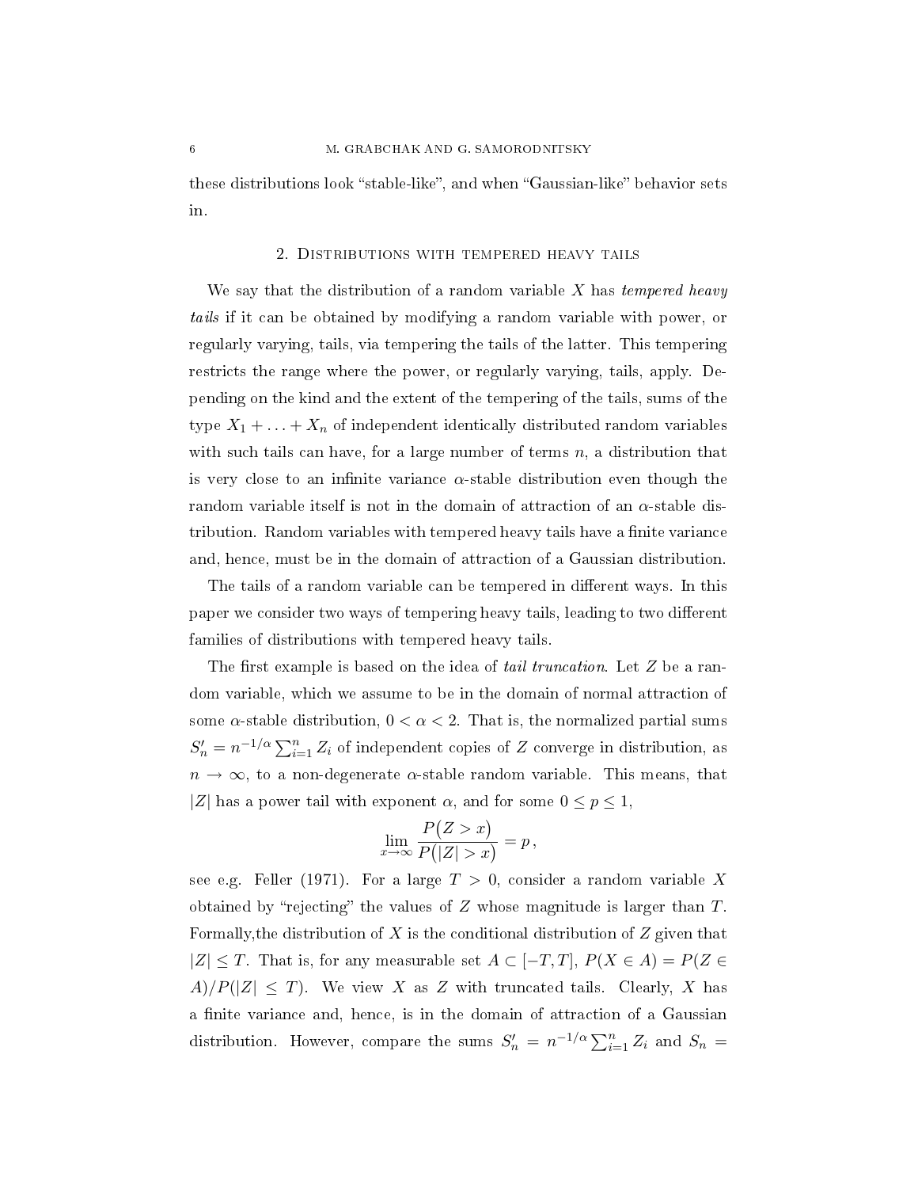these distributions look "stable-like", and when "Gaussian-like" behavior sets in.

## 2. Distributions with tempered heavy tails

We say that the distribution of a random variable $X$ has *tempered heavy tails* if it can be obtained by modifying a random variable with power, or regularly varying, tails, via tempering the tails of the latter. This tempering restricts the range where the power, or regularly varying, tails, apply. Depending on the kind and the extent of the tempering of the tails, sums of the type $X_1 + \ldots + X_n$ of independent identically distributed random variables with such tails can have, for a large number of terms $n$, a distribution that is very close to an infinite variance $\alpha$-stable distribution even though the random variable itself is not in the domain of attraction of an $\alpha$-stable distribution. Random variables with tempered heavy tails have a finite variance and, hence, must be in the domain of attraction of a Gaussian distribution.

The tails of a random variable can be tempered in different ways. In this paper we consider two ways of tempering heavy tails, leading to two different families of distributions with tempered heavy tails.

The first example is based on the idea of *tail truncation*. Let $Z$ be a random variable, which we assume to be in the domain of normal attraction of some $\alpha$-stable distribution, $0 < \alpha < 2$. That is, the normalized partial sums $S'_n = n^{-1/\alpha} \sum_{i=1}^n Z_i$ of independent copies of $Z$ converge in distribution, as $n \to \infty$, to a non-degenerate $\alpha$-stable random variable. This means, that $|Z|$ has a power tail with exponent $\alpha$, and for some $0 \leq p \leq 1$,

$$\lim_{x\to\infty} \frac{P\big(Z > x\big)}{P\big(|Z| > x\big)} = p \, ,$$

see e.g. Feller (1971). For a large $T > 0$, consider a random variable $X$ obtained by "rejecting" the values of $Z$ whose magnitude is larger than $T$. Formally,the distribution of $X$ is the conditional distribution of $Z$ given that $|Z| \leq T$. That is, for any measurable set $A \subset [-T, T]$, $P(X \in A) = P(Z \in A)/P(|Z| \leq T)$. We view $X$ as $Z$ with truncated tails. Clearly, $X$ has a finite variance and, hence, is in the domain of attraction of a Gaussian distribution. However, compare the sums $S'_n = n^{-1/\alpha} \sum_{i=1}^n Z_i$ and $S_n =$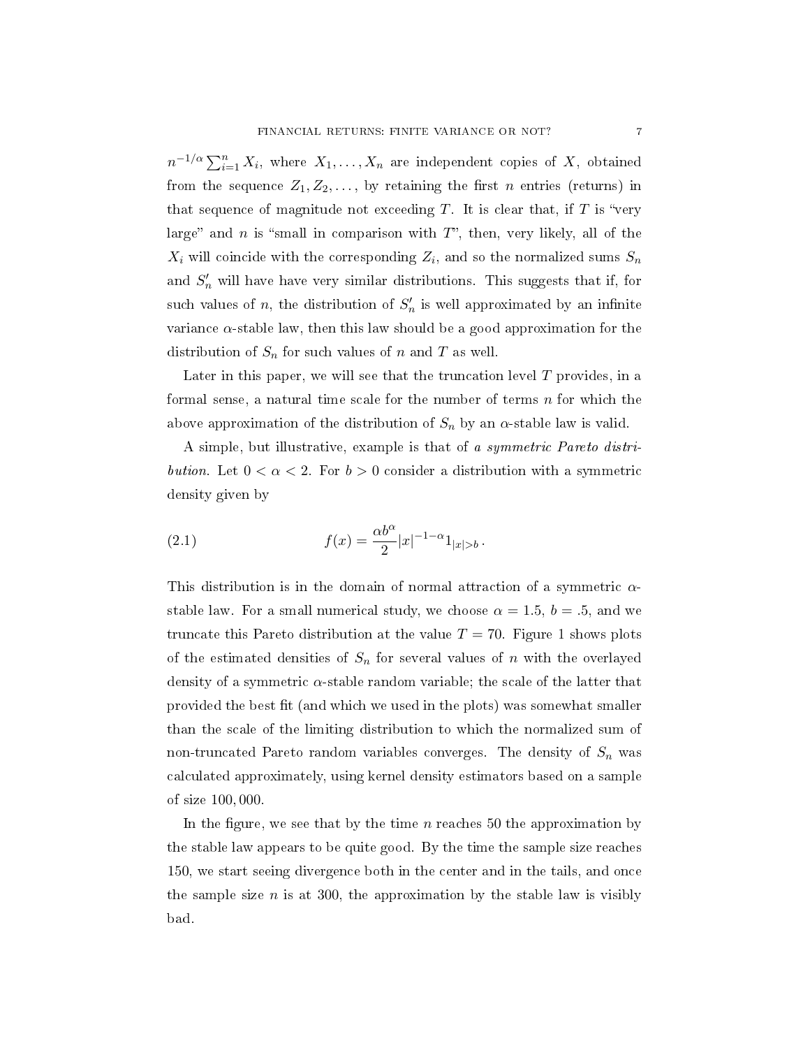$n^{-1/\alpha} \sum_{i=1}^{n} X_i$, where $X_1, \ldots, X_n$ are independent copies of $X$, obtained from the sequence $Z_1, Z_2, \ldots$, by retaining the first $n$ entries (returns) in that sequence of magnitude not exceeding $T$. It is clear that, if $T$ is "very large" and $n$ is "small in comparison with $T$", then, very likely, all of the $X_i$ will coincide with the corresponding $Z_i$, and so the normalized sums $S_n$ and $S'_n$ will have have very similar distributions. This suggests that if, for such values of $n$, the distribution of $S'_n$ is well approximated by an infinite variance $\alpha$-stable law, then this law should be a good approximation for the distribution of $S_n$ for such values of $n$ and $T$ as well.

Later in this paper, we will see that the truncation level $T$ provides, in a formal sense, a natural time scale for the number of terms $n$ for which the above approximation of the distribution of $S_n$ by an $\alpha$-stable law is valid.

A simple, but illustrative, example is that of *a symmetric Pareto distribution*. Let $0 < \alpha < 2$. For $b > 0$ consider a distribution with a symmetric density given by

$$f(x) = \frac{\alpha b^{\alpha}}{2} |x|^{-1-\alpha} 1_{|x|>b} \,. \tag{2.1}$$

This distribution is in the domain of normal attraction of a symmetric $\alpha$-stable law. For a small numerical study, we choose $\alpha = 1.5$, $b = .5$, and we truncate this Pareto distribution at the value $T = 70$. Figure 1 shows plots of the estimated densities of $S_n$ for several values of $n$ with the overlayed density of a symmetric $\alpha$-stable random variable; the scale of the latter that provided the best fit (and which we used in the plots) was somewhat smaller than the scale of the limiting distribution to which the normalized sum of non-truncated Pareto random variables converges. The density of $S_n$ was calculated approximately, using kernel density estimators based on a sample of size 100,000.

In the figure, we see that by the time $n$ reaches 50 the approximation by the stable law appears to be quite good. By the time the sample size reaches 150, we start seeing divergence both in the center and in the tails, and once the sample size $n$ is at 300, the approximation by the stable law is visibly bad.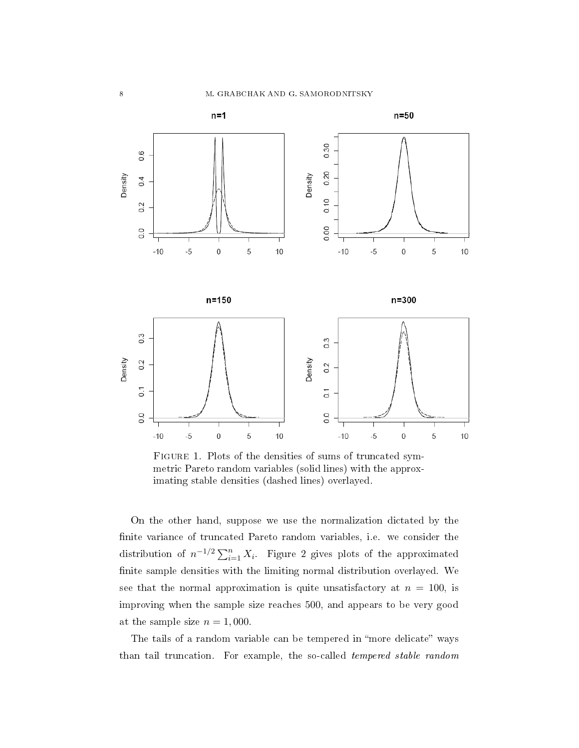FIGURE 1. Plots of the densities of sums of truncated symmetric Pareto random variables (solid lines) with the approximating stable densities (dashed lines) overlayed.

On the other hand, suppose we use the normalization dictated by the finite variance of truncated Pareto random variables, i.e. we consider the distribution of $n^{-1/2} \sum_{i=1}^{n} X_i$. Figure 2 gives plots of the approximated finite sample densities with the limiting normal distribution overlayed. We see that the normal approximation is quite unsatisfactory at $n = 100$, is improving when the sample size reaches 500, and appears to be very good at the sample size $n = 1,000$.

The tails of a random variable can be tempered in "more delicate" ways than tail truncation. For example, the so-called *tempered stable random*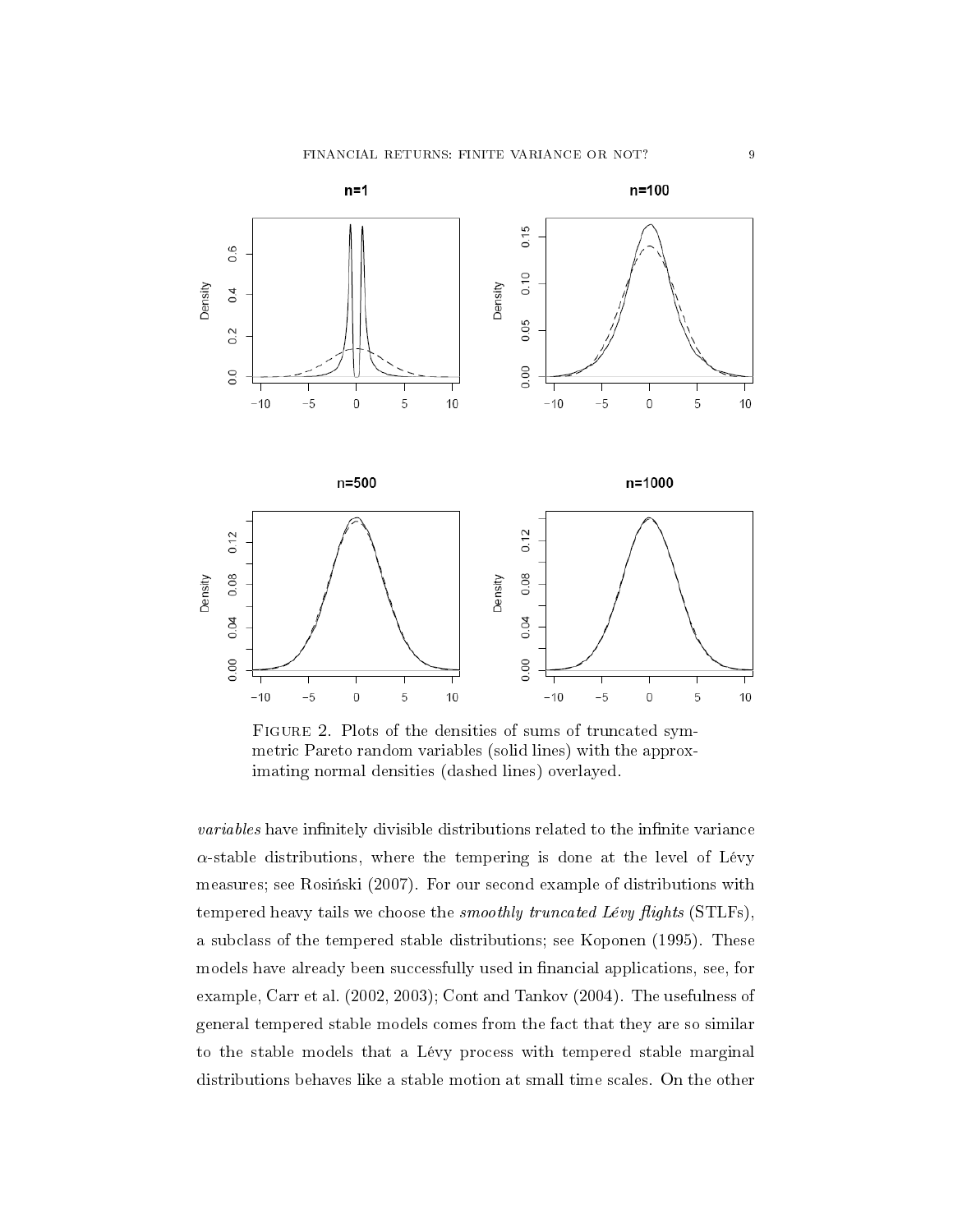FIGURE 2. Plots of the densities of sums of truncated symmetric Pareto random variables (solid lines) with the approximating normal densities (dashed lines) overlayed.

*variables* have infinitely divisible distributions related to the infinite variance $\alpha$-stable distributions, where the tempering is done at the level of Lévy measures; see Rosiński (2007). For our second example of distributions with tempered heavy tails we choose the *smoothly truncated Lévy flights* (STLFs), a subclass of the tempered stable distributions; see Koponen (1995). These models have already been successfully used in financial applications, see, for example, Carr et al. (2002, 2003); Cont and Tankov (2004). The usefulness of general tempered stable models comes from the fact that they are so similar to the stable models that a Lévy process with tempered stable marginal distributions behaves like a stable motion at small time scales. On the other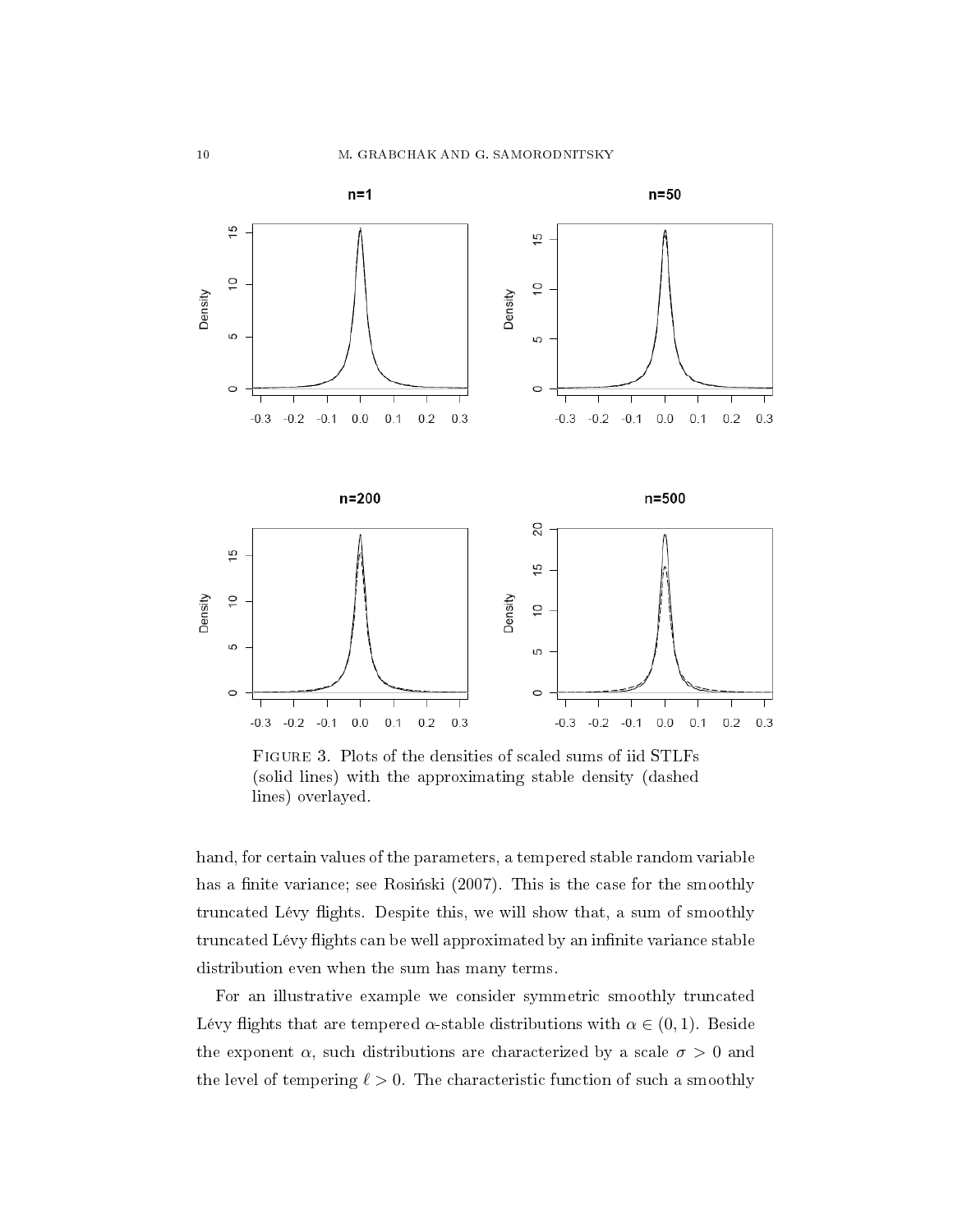FIGURE 3. Plots of the densities of scaled sums of iid STLFs (solid lines) with the approximating stable density (dashed lines) overlayed.

hand, for certain values of the parameters, a tempered stable random variable has a finite variance; see Rosiński (2007). This is the case for the smoothly truncated Lévy flights. Despite this, we will show that, a sum of smoothly truncated Lévy flights can be well approximated by an infinite variance stable distribution even when the sum has many terms.

For an illustrative example we consider symmetric smoothly truncated Lévy flights that are tempered $\alpha$-stable distributions with $\alpha \in (0, 1)$. Beside the exponent $\alpha$, such distributions are characterized by a scale $\sigma > 0$ and the level of tempering $\ell > 0$. The characteristic function of such a smoothly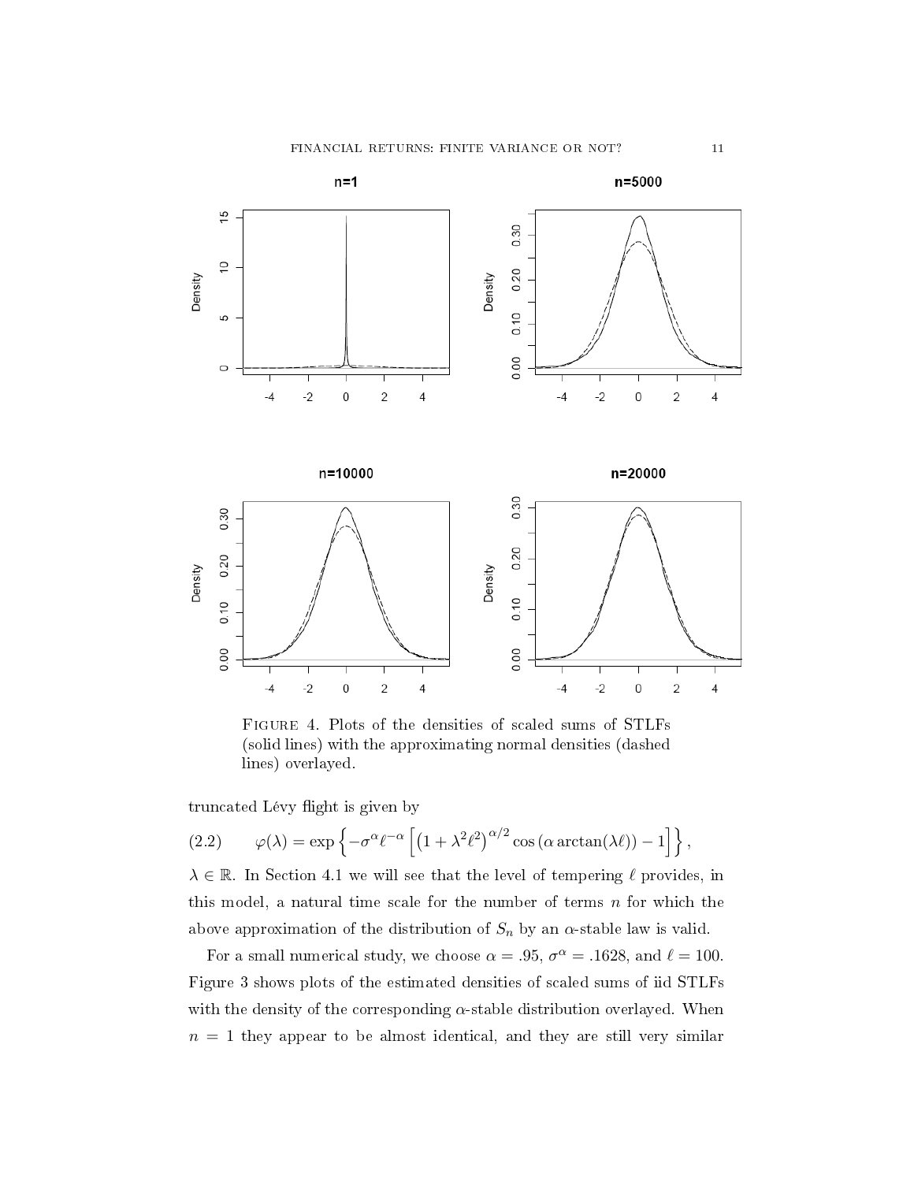FIGURE 4. Plots of the densities of scaled sums of STLFs (solid lines) with the approximating normal densities (dashed lines) overlayed.

truncated Lévy flight is given by

$$\varphi(\lambda) = \exp\left\{ -\sigma^{\alpha}\ell^{-\alpha}\left[ \left(1 + \lambda^2\ell^2\right)^{\alpha/2} \cos\left(\alpha \arctan(\lambda\ell)\right) - 1 \right] \right\}, \tag{2.2}$$

$\lambda \in \mathbb{R}$. In Section 4.1 we will see that the level of tempering $\ell$ provides, in this model, a natural time scale for the number of terms $n$ for which the above approximation of the distribution of $S_n$ by an $\alpha$-stable law is valid.

For a small numerical study, we choose $\alpha = .95$, $\sigma^{\alpha} = .1628$, and $\ell = 100$. Figure 3 shows plots of the estimated densities of scaled sums of iid STLFs with the density of the corresponding $\alpha$-stable distribution overlayed. When $n = 1$ they appear to be almost identical, and they are still very similar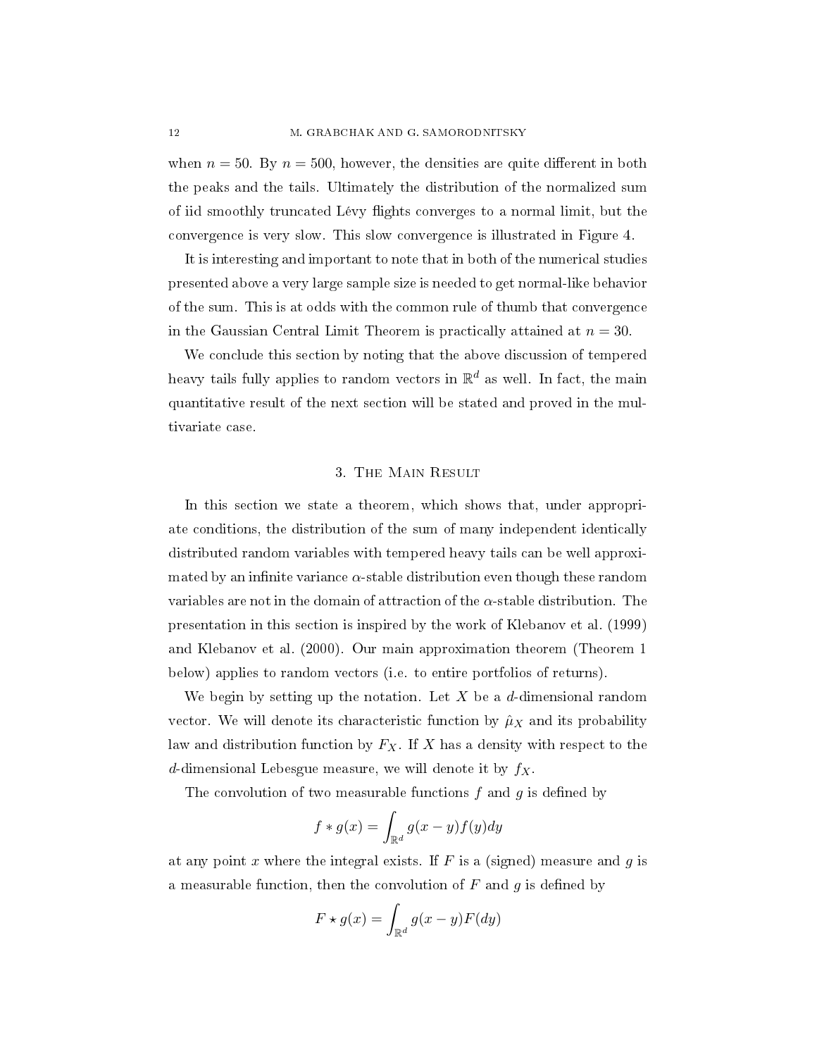when $n = 50$. By $n = 500$, however, the densities are quite different in both the peaks and the tails. Ultimately the distribution of the normalized sum of iid smoothly truncated Lévy flights converges to a normal limit, but the convergence is very slow. This slow convergence is illustrated in Figure 4.

It is interesting and important to note that in both of the numerical studies presented above a very large sample size is needed to get normal-like behavior of the sum. This is at odds with the common rule of thumb that convergence in the Gaussian Central Limit Theorem is practically attained at $n = 30$.

We conclude this section by noting that the above discussion of tempered heavy tails fully applies to random vectors in $\mathbb{R}^d$ as well. In fact, the main quantitative result of the next section will be stated and proved in the multivariate case.

## 3. The Main Result

In this section we state a theorem, which shows that, under appropriate conditions, the distribution of the sum of many independent identically distributed random variables with tempered heavy tails can be well approximated by an infinite variance $\alpha$-stable distribution even though these random variables are not in the domain of attraction of the $\alpha$-stable distribution. The presentation in this section is inspired by the work of Klebanov et al. (1999) and Klebanov et al. (2000). Our main approximation theorem (Theorem 1 below) applies to random vectors (i.e. to entire portfolios of returns).

We begin by setting up the notation. Let $X$ be a $d$-dimensional random vector. We will denote its characteristic function by $\hat{\mu}_X$ and its probability law and distribution function by $F_X$. If $X$ has a density with respect to the $d$-dimensional Lebesgue measure, we will denote it by $f_X$.

The convolution of two measurable functions $f$ and $g$ is defined by

$$f * g(x) = \int_{\mathbb{R}^d} g(x-y) f(y) dy$$

at any point $x$ where the integral exists. If $F$ is a (signed) measure and $g$ is a measurable function, then the convolution of $F$ and $g$ is defined by

$$F \star g(x) = \int_{\mathbb{R}^d} g(x-y) F(dy)$$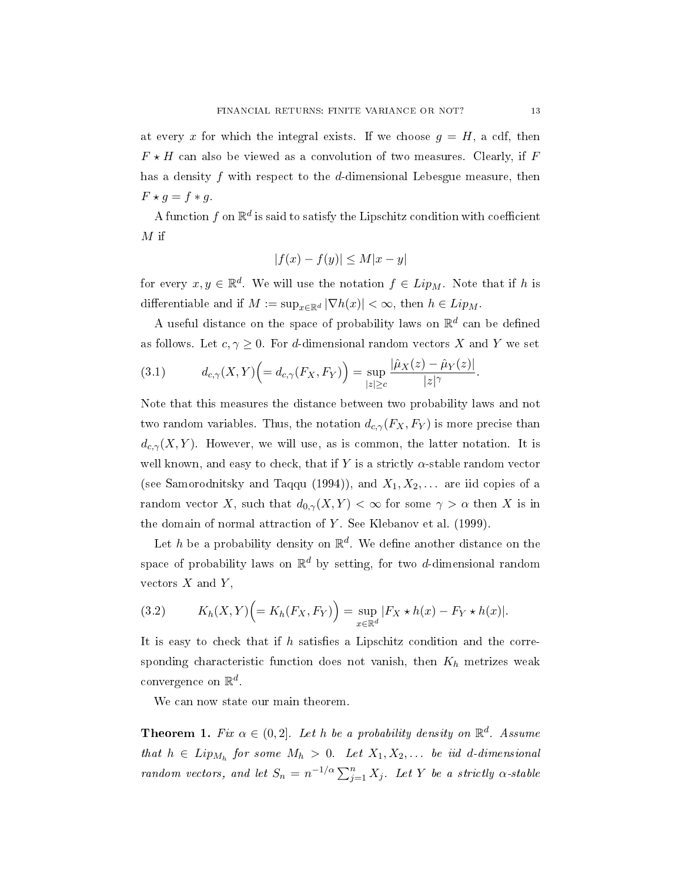at every $x$ for which the integral exists. If we choose $g = H$, a cdf, then $F \star H$ can also be viewed as a convolution of two measures. Clearly, if $F$ has a density $f$ with respect to the $d$-dimensional Lebesgue measure, then $F \star g = f * g$.

A function $f$ on $\mathbb{R}^d$ is said to satisfy the Lipschitz condition with coefficient $M$ if

$$|f(x) - f(y)| \leq M|x - y|$$

for every $x, y \in \mathbb{R}^d$. We will use the notation $f \in Lip_M$. Note that if $h$ is differentiable and if $M := \sup_{x \in \mathbb{R}^d} |\nabla h(x)| < \infty$, then $h \in Lip_M$.

A useful distance on the space of probability laws on $\mathbb{R}^d$ can be defined as follows. Let $c, \gamma \geq 0$. For $d$-dimensional random vectors $X$ and $Y$ we set

$$d_{c,\gamma}(X, Y)\Big(= d_{c,\gamma}(F_X, F_Y)\Big) = \sup_{|z| \geq c} \frac{|\hat{\mu}_X(z) - \hat{\mu}_Y(z)|}{|z|^\gamma}. \tag{3.1}$$

Note that this measures the distance between two probability laws and not two random variables. Thus, the notation $d_{c,\gamma}(F_X, F_Y)$ is more precise than $d_{c,\gamma}(X, Y)$. However, we will use, as is common, the latter notation. It is well known, and easy to check, that if $Y$ is a strictly $\alpha$-stable random vector (see Samorodnitsky and Taqqu (1994)), and $X_1, X_2, \ldots$ are iid copies of a random vector $X$, such that $d_{0,\gamma}(X, Y) < \infty$ for some $\gamma > \alpha$ then $X$ is in the domain of normal attraction of $Y$. See Klebanov et al. (1999).

Let $h$ be a probability density on $\mathbb{R}^d$. We define another distance on the space of probability laws on $\mathbb{R}^d$ by setting, for two $d$-dimensional random vectors $X$ and $Y$,

$$K_h(X, Y)\Big(= K_h(F_X, F_Y)\Big) = \sup_{x \in \mathbb{R}^d} |F_X \star h(x) - F_Y \star h(x)|. \tag{3.2}$$

It is easy to check that if $h$ satisfies a Lipschitz condition and the corresponding characteristic function does not vanish, then $K_h$ metrizes weak convergence on $\mathbb{R}^d$.

We can now state our main theorem.

**Theorem 1.** *Fix $\alpha \in (0, 2]$. Let $h$ be a probability density on $\mathbb{R}^d$. Assume that $h \in Lip_{M_h}$ for some $M_h > 0$. Let $X_1, X_2, \ldots$ be iid $d$-dimensional random vectors, and let $S_n = n^{-1/\alpha} \sum_{j=1}^n X_j$. Let $Y$ be a strictly $\alpha$-stable*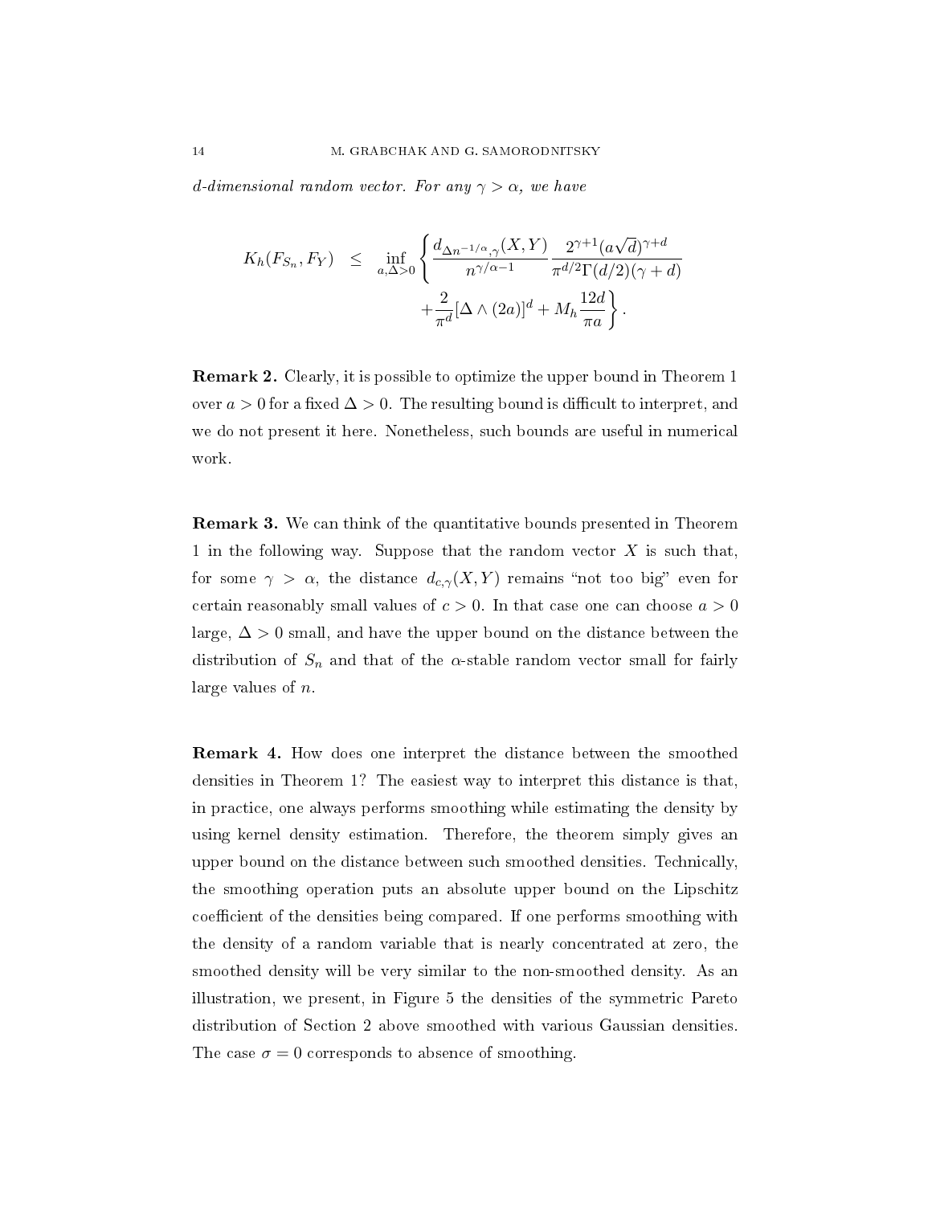*d-dimensional random vector. For any $\gamma > \alpha$, we have*

$$
\begin{aligned}
K_h(F_{S_n}, F_Y) \quad \leq \quad \inf_{a,\Delta>0} \Bigg\{ & \frac{d_{\Delta n^{-1/\alpha},\gamma}(X,Y)}{n^{\gamma/\alpha - 1}} \frac{2^{\gamma+1}(a\sqrt{d})^{\gamma+d}}{\pi^{d/2}\Gamma(d/2)(\gamma+d)} \\
& + \frac{2}{\pi^d}[\Delta \wedge (2a)]^d + M_h \frac{12d}{\pi a} \Bigg\}.
\end{aligned}
$$

**Remark 2.** Clearly, it is possible to optimize the upper bound in Theorem 1 over $a > 0$ for a fixed $\Delta > 0$. The resulting bound is difficult to interpret, and we do not present it here. Nonetheless, such bounds are useful in numerical work.

**Remark 3.** We can think of the quantitative bounds presented in Theorem 1 in the following way. Suppose that the random vector $X$ is such that, for some $\gamma > \alpha$, the distance $d_{c,\gamma}(X,Y)$ remains "not too big" even for certain reasonably small values of $c > 0$. In that case one can choose $a > 0$ large, $\Delta > 0$ small, and have the upper bound on the distance between the distribution of $S_n$ and that of the $\alpha$-stable random vector small for fairly large values of $n$.

**Remark 4.** How does one interpret the distance between the smoothed densities in Theorem 1? The easiest way to interpret this distance is that, in practice, one always performs smoothing while estimating the density by using kernel density estimation. Therefore, the theorem simply gives an upper bound on the distance between such smoothed densities. Technically, the smoothing operation puts an absolute upper bound on the Lipschitz coefficient of the densities being compared. If one performs smoothing with the density of a random variable that is nearly concentrated at zero, the smoothed density will be very similar to the non-smoothed density. As an illustration, we present, in Figure 5 the densities of the symmetric Pareto distribution of Section 2 above smoothed with various Gaussian densities. The case $\sigma = 0$ corresponds to absence of smoothing.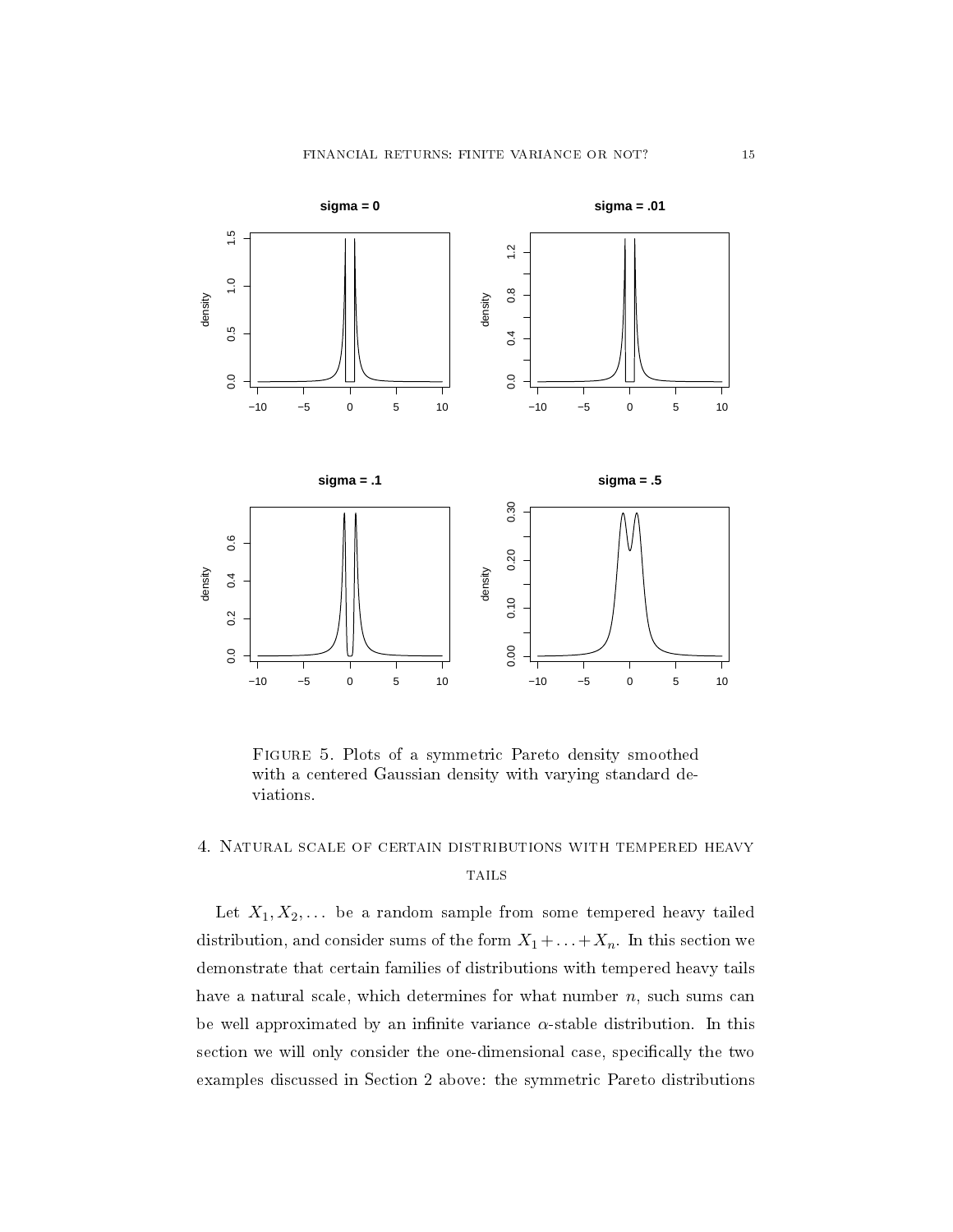Figure 5. Plots of a symmetric Pareto density smoothed with a centered Gaussian density with varying standard deviations.

## 4. Natural scale of certain distributions with tempered heavy tails

Let $X_1, X_2, \ldots$ be a random sample from some tempered heavy tailed distribution, and consider sums of the form $X_1 + \ldots + X_n$. In this section we demonstrate that certain families of distributions with tempered heavy tails have a natural scale, which determines for what number $n$, such sums can be well approximated by an infinite variance $\alpha$-stable distribution. In this section we will only consider the one-dimensional case, specifically the two examples discussed in Section 2 above: the symmetric Pareto distributions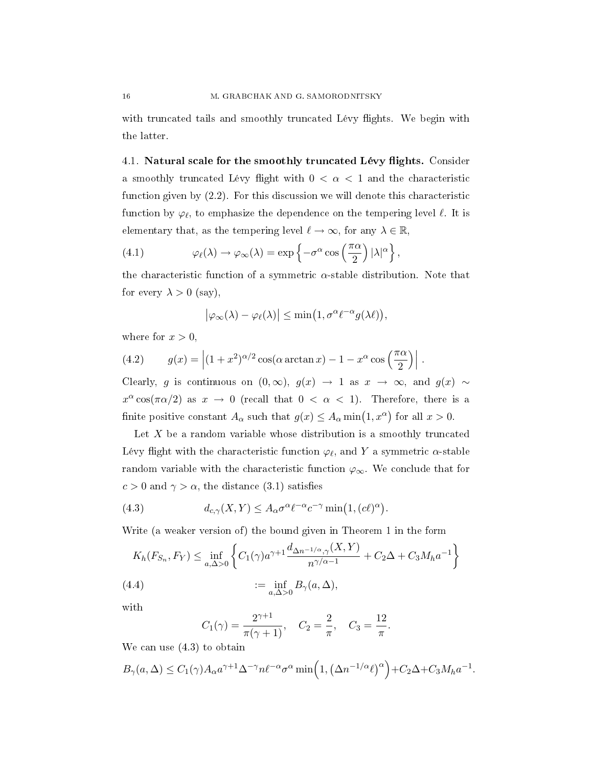with truncated tails and smoothly truncated Lévy flights. We begin with the latter.

### 4.1. Natural scale for the smoothly truncated Lévy flights.

Consider a smoothly truncated Lévy flight with $0 < \alpha < 1$ and the characteristic function given by (2.2). For this discussion we will denote this characteristic function by $\varphi_\ell$, to emphasize the dependence on the tempering level $\ell$. It is elementary that, as the tempering level $\ell \to \infty$, for any $\lambda \in \mathbb{R}$,

$$\varphi_\ell(\lambda) \to \varphi_\infty(\lambda) = \exp\left\{-\sigma^\alpha \cos\left(\frac{\pi\alpha}{2}\right)|\lambda|^\alpha\right\}, \tag{4.1}$$

the characteristic function of a symmetric $\alpha$-stable distribution. Note that for every $\lambda > 0$ (say),

$$\left|\varphi_\infty(\lambda) - \varphi_\ell(\lambda)\right| \le \min\bigl(1, \sigma^\alpha \ell^{-\alpha} g(\lambda\ell)\bigr),$$

where for $x > 0$,

$$g(x) = \left|(1+x^2)^{\alpha/2}\cos(\alpha \arctan x) - 1 - x^\alpha \cos\left(\frac{\pi\alpha}{2}\right)\right|. \tag{4.2}$$

Clearly, $g$ is continuous on $(0, \infty)$, $g(x) \to 1$ as $x \to \infty$, and $g(x) \sim x^\alpha \cos(\pi\alpha/2)$ as $x \to 0$ (recall that $0 < \alpha < 1$). Therefore, there is a finite positive constant $A_\alpha$ such that $g(x) \le A_\alpha \min\bigl(1, x^\alpha\bigr)$ for all $x > 0$.

Let $X$ be a random variable whose distribution is a smoothly truncated Lévy flight with the characteristic function $\varphi_\ell$, and $Y$ a symmetric $\alpha$-stable random variable with the characteristic function $\varphi_\infty$. We conclude that for $c > 0$ and $\gamma > \alpha$, the distance (3.1) satisfies

$$d_{c,\gamma}(X, Y) \le A_\alpha \sigma^\alpha \ell^{-\alpha} c^{-\gamma} \min\bigl(1, (c\ell)^\alpha\bigr). \tag{4.3}$$

Write (a weaker version of) the bound given in Theorem 1 in the form

$$K_h(F_{S_n}, F_Y) \le \inf_{a,\Delta>0}\left\{C_1(\gamma)a^{\gamma+1}\frac{d_{\Delta n^{-1/\alpha},\gamma}(X,Y)}{n^{\gamma/\alpha-1}} + C_2\Delta + C_3 M_h a^{-1}\right\}$$

$$:= \inf_{a,\Delta>0} B_\gamma(a, \Delta), \tag{4.4}$$

with

$$C_1(\gamma) = \frac{2^{\gamma+1}}{\pi(\gamma+1)}, \quad C_2 = \frac{2}{\pi}, \quad C_3 = \frac{12}{\pi}.$$

We can use (4.3) to obtain

$$B_\gamma(a, \Delta) \le C_1(\gamma)A_\alpha a^{\gamma+1}\Delta^{-\gamma} n \ell^{-\alpha}\sigma^\alpha \min\Bigl(1, \bigl(\Delta n^{-1/\alpha}\ell\bigr)^\alpha\Bigr) + C_2\Delta + C_3 M_h a^{-1}.$$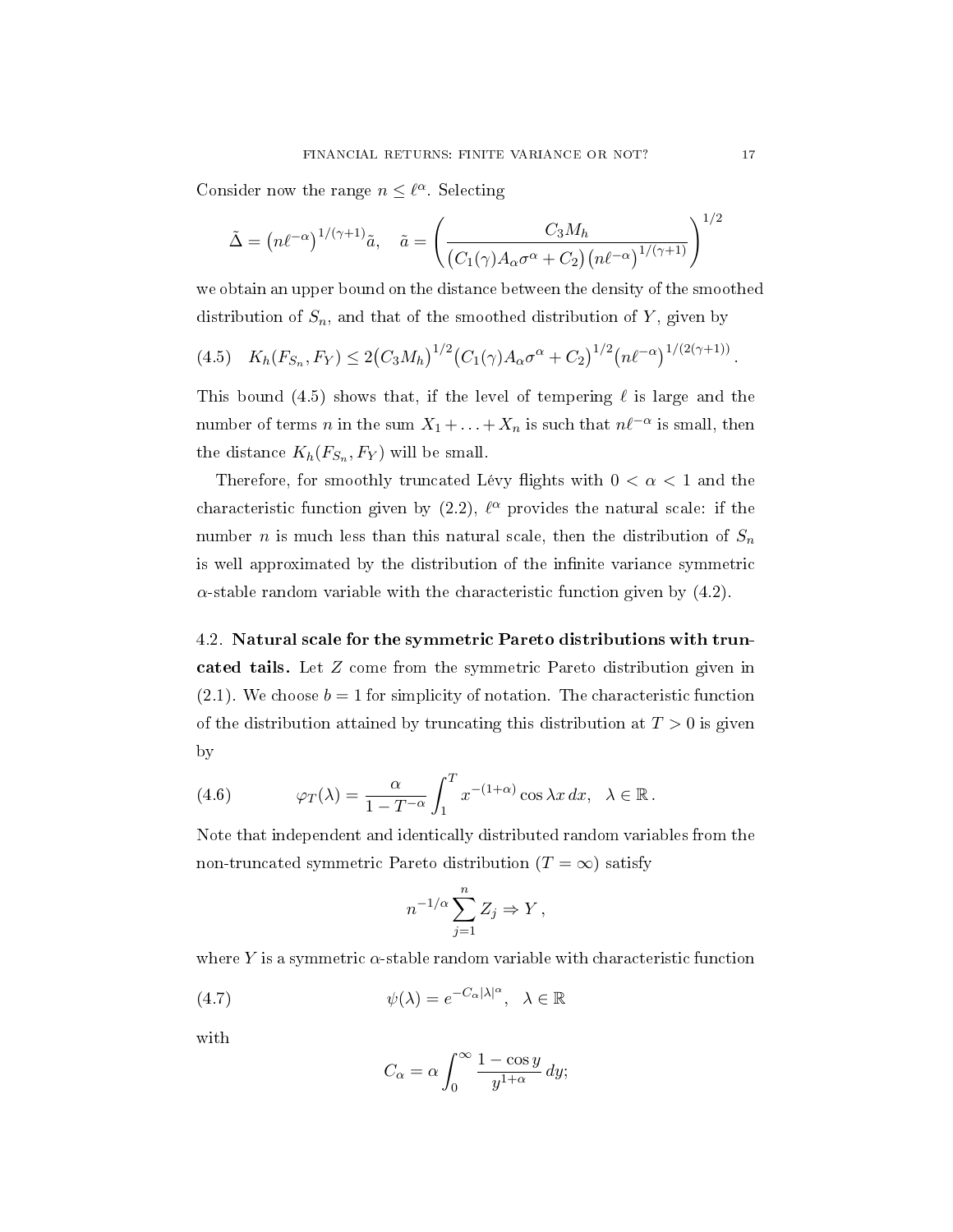Consider now the range $n \le \ell^\alpha$. Selecting

$$
\tilde{\Delta} = \left(n\ell^{-\alpha}\right)^{1/(\gamma+1)}\tilde{a}, \quad \tilde{a} = \left( \frac{C_3 M_h}{\left(C_1(\gamma)A_\alpha \sigma^\alpha + C_2\right)\left(n\ell^{-\alpha}\right)^{1/(\gamma+1)}} \right)^{1/2}
$$

we obtain an upper bound on the distance between the density of the smoothed distribution of $S_n$, and that of the smoothed distribution of $Y$, given by

$$
K_h(F_{S_n}, F_Y) \le 2\left(C_3 M_h\right)^{1/2}\left(C_1(\gamma)A_\alpha\sigma^\alpha + C_2\right)^{1/2}\left(n\ell^{-\alpha}\right)^{1/(2(\gamma+1))}. \tag{4.5}
$$

This bound (4.5) shows that, if the level of tempering $\ell$ is large and the number of terms $n$ in the sum $X_1 + \ldots + X_n$ is such that $n\ell^{-\alpha}$ is small, then the distance $K_h(F_{S_n}, F_Y)$ will be small.

Therefore, for smoothly truncated Lévy flights with $0 < \alpha < 1$ and the characteristic function given by (2.2), $\ell^\alpha$ provides the natural scale: if the number $n$ is much less than this natural scale, then the distribution of $S_n$ is well approximated by the distribution of the infinite variance symmetric $\alpha$-stable random variable with the characteristic function given by (4.2).

4.2. **Natural scale for the symmetric Pareto distributions with truncated tails.** Let $Z$ come from the symmetric Pareto distribution given in (2.1). We choose $b = 1$ for simplicity of notation. The characteristic function of the distribution attained by truncating this distribution at $T > 0$ is given by

$$
\varphi_T(\lambda) = \frac{\alpha}{1 - T^{-\alpha}} \int_1^T x^{-(1+\alpha)} \cos \lambda x \, dx, \quad \lambda \in \mathbb{R}. \tag{4.6}
$$

Note that independent and identically distributed random variables from the non-truncated symmetric Pareto distribution ($T = \infty$) satisfy

$$
n^{-1/\alpha} \sum_{j=1}^{n} Z_j \Rightarrow Y,
$$

where $Y$ is a symmetric $\alpha$-stable random variable with characteristic function

$$
\psi(\lambda) = e^{-C_\alpha |\lambda|^\alpha}, \quad \lambda \in \mathbb{R} \tag{4.7}
$$

with

$$
C_\alpha = \alpha \int_0^\infty \frac{1 - \cos y}{y^{1+\alpha}} \, dy;
$$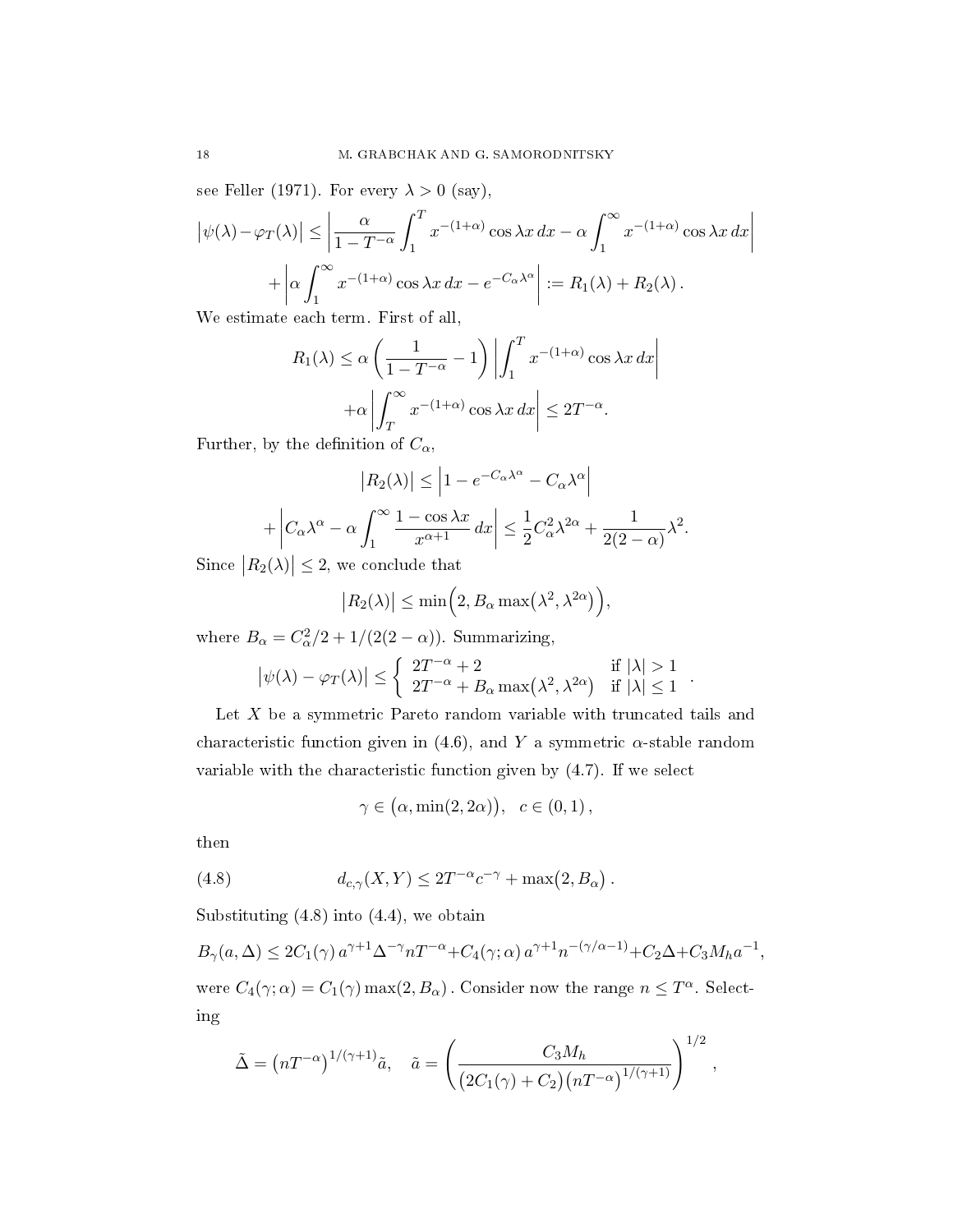see Feller (1971). For every $\lambda > 0$ (say),

$$
\begin{aligned}
\left|\psi(\lambda) - \varphi_T(\lambda)\right| &\leq \left|\frac{\alpha}{1-T^{-\alpha}} \int_1^T x^{-(1+\alpha)} \cos \lambda x \, dx - \alpha \int_1^\infty x^{-(1+\alpha)} \cos \lambda x \, dx\right| \\
&+ \left|\alpha \int_1^\infty x^{-(1+\alpha)} \cos \lambda x \, dx - e^{-C_\alpha \lambda^\alpha}\right| := R_1(\lambda) + R_2(\lambda) \, .
\end{aligned}
$$

We estimate each term. First of all,

$$
\begin{aligned}
R_1(\lambda) &\leq \alpha \left(\frac{1}{1-T^{-\alpha}} - 1\right) \left|\int_1^T x^{-(1+\alpha)} \cos \lambda x \, dx\right| \\
&+ \alpha \left|\int_T^\infty x^{-(1+\alpha)} \cos \lambda x \, dx\right| \leq 2T^{-\alpha}.
\end{aligned}
$$

Further, by the definition of $C_\alpha$,

$$
\begin{aligned}
\left|R_2(\lambda)\right| &\leq \left|1 - e^{-C_\alpha \lambda^\alpha} - C_\alpha \lambda^\alpha\right| \\
&+ \left|C_\alpha \lambda^\alpha - \alpha \int_1^\infty \frac{1-\cos \lambda x}{x^{\alpha+1}} \, dx\right| \leq \frac{1}{2} C_\alpha^2 \lambda^{2\alpha} + \frac{1}{2(2-\alpha)} \lambda^2.
\end{aligned}
$$

Since $\left|R_2(\lambda)\right| \leq 2$, we conclude that

$$
\left|R_2(\lambda)\right| \leq \min\Big(2, B_\alpha \max\big(\lambda^2, \lambda^{2\alpha}\big)\Big),
$$

where $B_\alpha = C_\alpha^2/2 + 1/(2(2-\alpha))$. Summarizing,

$$
\left|\psi(\lambda) - \varphi_T(\lambda)\right| \leq \begin{cases} 2T^{-\alpha} + 2 & \text{if } |\lambda| > 1 \\ 2T^{-\alpha} + B_\alpha \max\big(\lambda^2, \lambda^{2\alpha}\big) & \text{if } |\lambda| \leq 1 \end{cases} .
$$

Let $X$ be a symmetric Pareto random variable with truncated tails and characteristic function given in (4.6), and $Y$ a symmetric $\alpha$-stable random variable with the characteristic function given by (4.7). If we select

$$
\gamma \in \big(\alpha, \min(2, 2\alpha)\big), \quad c \in (0,1) \, ,
$$

then

$$
d_{c,\gamma}(X,Y) \leq 2T^{-\alpha} c^{-\gamma} + \max\big(2, B_\alpha\big) \, . \tag{4.8}
$$

Substituting (4.8) into (4.4), we obtain

$$
B_\gamma(a,\Delta) \leq 2C_1(\gamma)\, a^{\gamma+1} \Delta^{-\gamma} n T^{-\alpha} + C_4(\gamma;\alpha)\, a^{\gamma+1} n^{-(\gamma/\alpha - 1)} + C_2 \Delta + C_3 M_h a^{-1},
$$

were $C_4(\gamma;\alpha) = C_1(\gamma)\max(2, B_\alpha)$. Consider now the range $n \leq T^\alpha$. Selecting

$$
\tilde{\Delta} = \big(nT^{-\alpha}\big)^{1/(\gamma+1)} \tilde{a}, \quad \tilde{a} = \left(\frac{C_3 M_h}{\big(2C_1(\gamma) + C_2\big)\big(nT^{-\alpha}\big)^{1/(\gamma+1)}}\right)^{1/2},
$$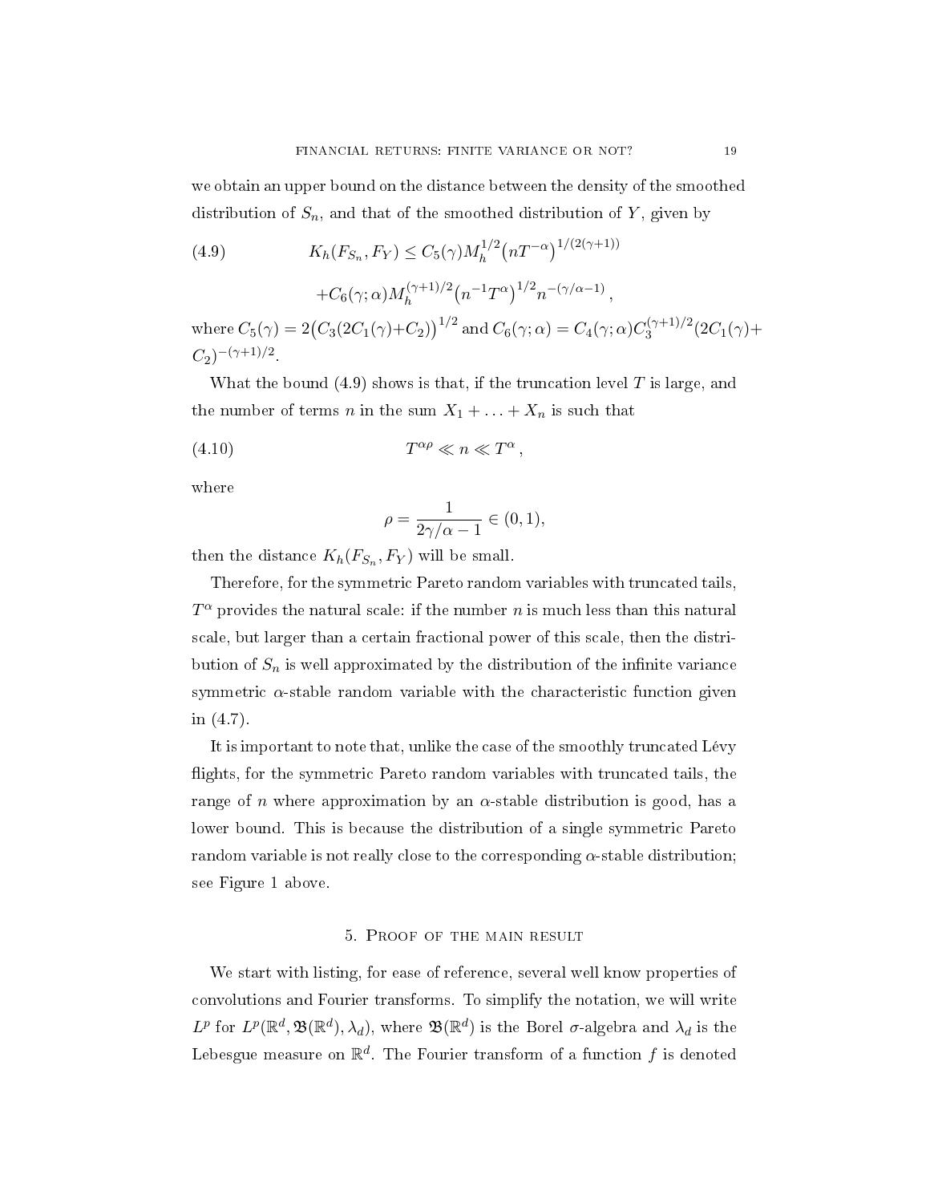we obtain an upper bound on the distance between the density of the smoothed distribution of $S_n$, and that of the smoothed distribution of $Y$, given by

$$K_h(F_{S_n}, F_Y) \leq C_5(\gamma) M_h^{1/2} \big(nT^{-\alpha}\big)^{1/(2(\gamma+1))} \tag{4.9}$$

$$+ C_6(\gamma;\alpha) M_h^{(\gamma+1)/2} \big(n^{-1}T^{\alpha}\big)^{1/2} n^{-(\gamma/\alpha-1)} \,,$$

where $C_5(\gamma) = 2\big(C_3(2C_1(\gamma)+C_2)\big)^{1/2}$ and $C_6(\gamma;\alpha) = C_4(\gamma;\alpha) C_3^{(\gamma+1)/2} (2C_1(\gamma)+C_2)^{-(\gamma+1)/2}$.

What the bound (4.9) shows is that, if the truncation level $T$ is large, and the number of terms $n$ in the sum $X_1 + \ldots + X_n$ is such that

$$T^{\alpha\rho} \ll n \ll T^{\alpha} \,, \tag{4.10}$$

where

$$\rho = \frac{1}{2\gamma/\alpha - 1} \in (0,1),$$

then the distance $K_h(F_{S_n}, F_Y)$ will be small.

Therefore, for the symmetric Pareto random variables with truncated tails, $T^\alpha$ provides the natural scale: if the number $n$ is much less than this natural scale, but larger than a certain fractional power of this scale, then the distribution of $S_n$ is well approximated by the distribution of the infinite variance symmetric $\alpha$-stable random variable with the characteristic function given in (4.7).

It is important to note that, unlike the case of the smoothly truncated Lévy flights, for the symmetric Pareto random variables with truncated tails, the range of $n$ where approximation by an $\alpha$-stable distribution is good, has a lower bound. This is because the distribution of a single symmetric Pareto random variable is not really close to the corresponding $\alpha$-stable distribution; see Figure 1 above.

## 5. Proof of the main result

We start with listing, for ease of reference, several well know properties of convolutions and Fourier transforms. To simplify the notation, we will write $L^p$ for $L^p(\mathbb{R}^d, \mathfrak{B}(\mathbb{R}^d), \lambda_d)$, where $\mathfrak{B}(\mathbb{R}^d)$ is the Borel $\sigma$-algebra and $\lambda_d$ is the Lebesgue measure on $\mathbb{R}^d$. The Fourier transform of a function $f$ is denoted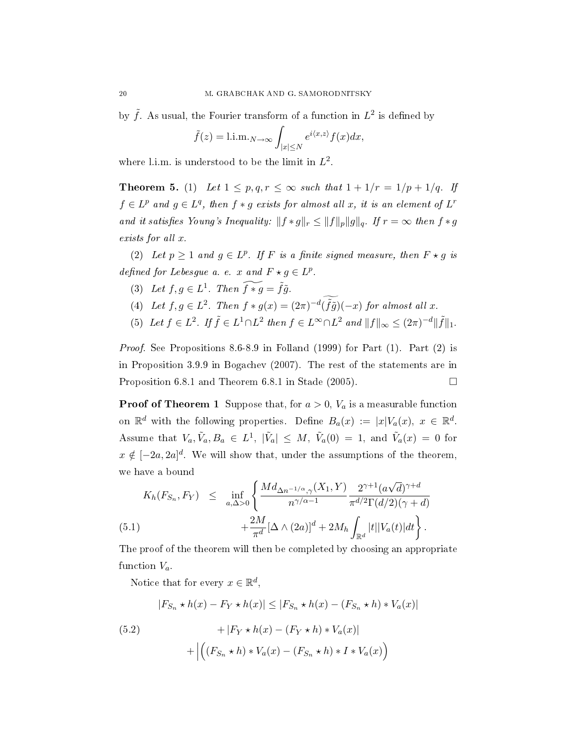by $\tilde{f}$. As usual, the Fourier transform of a function in $L^2$ is defined by

$$\tilde{f}(z) = \text{l.i.m.}_{N\to\infty} \int_{|x|\leq N} e^{i\langle x,z\rangle} f(x)dx,$$

where l.i.m. is understood to be the limit in $L^2$.

**Theorem 5.** (1) *Let $1 \leq p, q, r \leq \infty$ such that $1 + 1/r = 1/p + 1/q$. If $f \in L^p$ and $g \in L^q$, then $f * g$ exists for almost all $x$, it is an element of $L^r$ and it satisfies Young's Inequality: $\|f * g\|_r \leq \|f\|_p \|g\|_q$. If $r = \infty$ then $f * g$ exists for all $x$.*

(2) *Let $p \geq 1$ and $g \in L^p$. If $F$ is a finite signed measure, then $F \star g$ is defined for Lebesgue a. e. $x$ and $F \star g \in L^p$.*

(3) *Let $f, g \in L^1$. Then $\widetilde{f * g} = \tilde{f}\tilde{g}$.*

(4) *Let $f, g \in L^2$. Then $f * g(x) = (2\pi)^{-d}(\widetilde{\tilde{f}\tilde{g}})(-x)$ for almost all $x$.*

(5) *Let $f \in L^2$. If $\tilde{f} \in L^1 \cap L^2$ then $f \in L^\infty \cap L^2$ and $\|f\|_\infty \leq (2\pi)^{-d}\|\tilde{f}\|_1$.*

*Proof.* See Propositions 8.6-8.9 in Folland (1999) for Part (1). Part (2) is in Proposition 3.9.9 in Bogachev (2007). The rest of the statements are in Proposition 6.8.1 and Theorem 6.8.1 in Stade (2005). $\square$

**Proof of Theorem 1** Suppose that, for $a > 0$, $V_a$ is a measurable function on $\mathbb{R}^d$ with the following properties. Define $B_a(x) := |x|V_a(x)$, $x \in \mathbb{R}^d$. Assume that $V_a, \tilde{V}_a, B_a \in L^1$, $|\tilde{V}_a| \leq M$, $\tilde{V}_a(0) = 1$, and $\tilde{V}_a(x) = 0$ for $x \notin [-2a, 2a]^d$. We will show that, under the assumptions of the theorem, we have a bound

$$K_h(F_{S_n}, F_Y) \leq \inf_{a,\Delta>0} \left\{ \frac{M d_{\Delta n^{-1/\alpha},\gamma}(X_1, Y)}{n^{\gamma/\alpha - 1}} \frac{2^{\gamma+1}(a\sqrt{d})^{\gamma+d}}{\pi^{d/2}\Gamma(d/2)(\gamma+d)} + \frac{2M}{\pi^d}[\Delta \wedge (2a)]^d + 2M_h \int_{\mathbb{R}^d} |t||V_a(t)|dt \right\}. \tag{5.1}$$

The proof of the theorem will then be completed by choosing an appropriate function $V_a$.

Notice that for every $x \in \mathbb{R}^d$,

$$\begin{aligned} |F_{S_n} \star h(x) - F_Y \star h(x)| &\leq |F_{S_n} \star h(x) - (F_{S_n} \star h) * V_a(x)| \\ &+ |F_Y \star h(x) - (F_Y \star h) * V_a(x)| \\ &+ \Big|\Big((F_{S_n} \star h) * V_a(x) - (F_{S_n} \star h) * I * V_a(x)\Big) \end{aligned} \tag{5.2}$$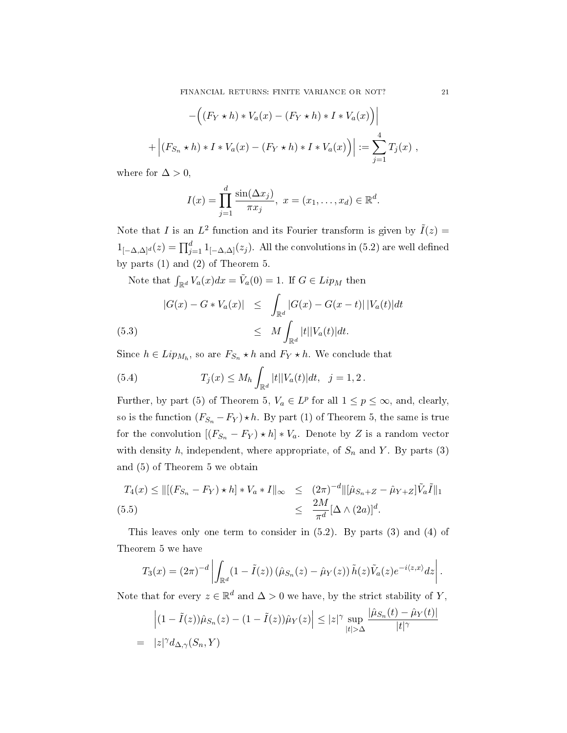$$
-\Big( (F_Y \star h) * V_a(x) - (F_Y \star h) * I * V_a(x) \Big) \Big|
$$

$$
+ \Big| (F_{S_n} \star h) * I * V_a(x) - (F_Y \star h) * I * V_a(x) \Big) \Big| := \sum_{j=1}^{4} T_j(x) \ ,
$$

where for $\Delta > 0$,

$$
I(x) = \prod_{j=1}^{d} \frac{\sin(\Delta x_j)}{\pi x_j}, \ x = (x_1, \ldots, x_d) \in \mathbb{R}^d.
$$

Note that $I$ is an $L^2$ function and its Fourier transform is given by $\tilde{I}(z) = 1_{[-\Delta,\Delta]^d}(z) = \prod_{j=1}^d 1_{[-\Delta,\Delta]}(z_j)$. All the convolutions in (5.2) are well defined by parts (1) and (2) of Theorem 5.

Note that $\int_{\mathbb{R}^d} V_a(x)dx = \tilde{V}_a(0) = 1$. If $G \in Lip_M$ then

$$
\begin{aligned}
|G(x) - G * V_a(x)| &\leq \int_{\mathbb{R}^d} |G(x) - G(x-t)| \, |V_a(t)| dt \\
&\leq M \int_{\mathbb{R}^d} |t| |V_a(t)| dt. \qquad (5.3)
\end{aligned}
$$

Since $h \in Lip_{M_h}$, so are $F_{S_n} \star h$ and $F_Y \star h$. We conclude that

$$
T_j(x) \leq M_h \int_{\mathbb{R}^d} |t| |V_a(t)| dt, \quad j = 1, 2 \, . \qquad (5.4)
$$

Further, by part (5) of Theorem 5, $V_a \in L^p$ for all $1 \leq p \leq \infty$, and, clearly, so is the function $(F_{S_n} - F_Y) \star h$. By part (1) of Theorem 5, the same is true for the convolution $[(F_{S_n} - F_Y) \star h] * V_a$. Denote by $Z$ is a random vector with density $h$, independent, where appropriate, of $S_n$ and $Y$. By parts (3) and (5) of Theorem 5 we obtain

$$
\begin{aligned}
T_4(x) \leq \| [(F_{S_n} - F_Y) \star h] * V_a * I \|_\infty &\leq (2\pi)^{-d} \| [\hat{\mu}_{S_n+Z} - \hat{\mu}_{Y+Z}] \tilde{V}_a \tilde{I} \|_1 \\
&\leq \frac{2M}{\pi^d} [\Delta \wedge (2a)]^d. \qquad (5.5)
\end{aligned}
$$

This leaves only one term to consider in (5.2). By parts (3) and (4) of Theorem 5 we have

$$
T_3(x) = (2\pi)^{-d} \left| \int_{\mathbb{R}^d} (1 - \tilde{I}(z)) \left( \hat{\mu}_{S_n}(z) - \hat{\mu}_Y(z) \right) \tilde{h}(z) \tilde{V}_a(z) e^{-i\langle z, x \rangle} dz \right| .
$$

Note that for every $z \in \mathbb{R}^d$ and $\Delta > 0$ we have, by the strict stability of $Y$,

$$
\begin{aligned}
&\left| (1 - \tilde{I}(z)) \hat{\mu}_{S_n}(z) - (1 - \tilde{I}(z)) \hat{\mu}_Y(z) \right| \leq |z|^\gamma \sup_{|t| > \Delta} \frac{|\hat{\mu}_{S_n}(t) - \hat{\mu}_Y(t)|}{|t|^\gamma} \\
= \ & |z|^\gamma d_{\Delta,\gamma}(S_n, Y)
\end{aligned}
$$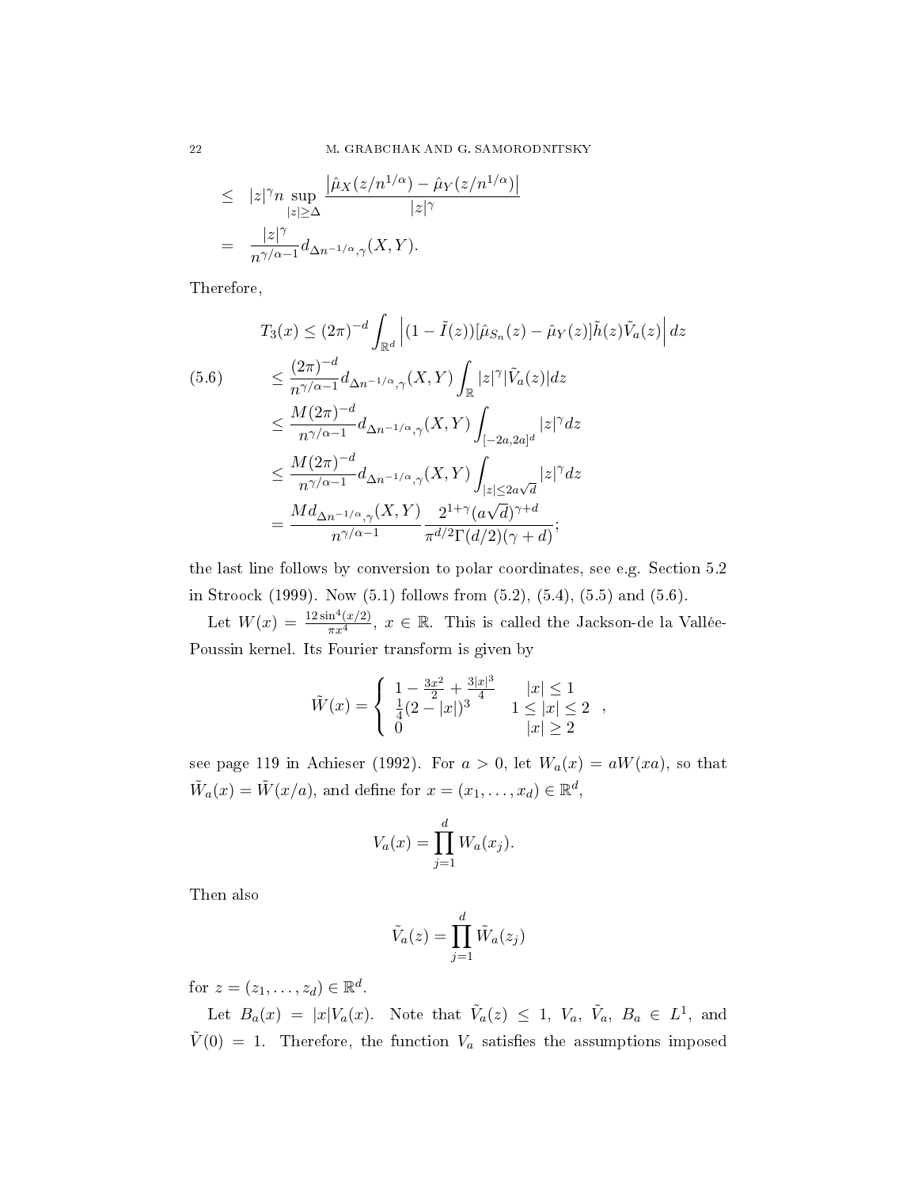$$
\begin{aligned}
&\leq \quad |z|^\gamma n \sup_{|z|\geq\Delta} \frac{\left|\hat{\mu}_X(z/n^{1/\alpha}) - \hat{\mu}_Y(z/n^{1/\alpha})\right|}{|z|^\gamma} \\
&= \quad \frac{|z|^\gamma}{n^{\gamma/\alpha-1}} d_{\Delta n^{-1/\alpha},\gamma}(X,Y).
\end{aligned}
$$

Therefore,

$$
\begin{aligned}
T_3(x) &\leq (2\pi)^{-d} \int_{\mathbb{R}^d} \left|(1-\tilde{I}(z))[\hat{\mu}_{S_n}(z) - \hat{\mu}_Y(z)]\tilde{h}(z)\tilde{V}_a(z)\right| dz \\
&\leq \frac{(2\pi)^{-d}}{n^{\gamma/\alpha-1}} d_{\Delta n^{-1/\alpha},\gamma}(X,Y) \int_{\mathbb{R}} |z|^\gamma |\tilde{V}_a(z)| dz \\
&\leq \frac{M(2\pi)^{-d}}{n^{\gamma/\alpha-1}} d_{\Delta n^{-1/\alpha},\gamma}(X,Y) \int_{[-2a,2a]^d} |z|^\gamma dz \\
&\leq \frac{M(2\pi)^{-d}}{n^{\gamma/\alpha-1}} d_{\Delta n^{-1/\alpha},\gamma}(X,Y) \int_{|z|\leq 2a\sqrt{d}} |z|^\gamma dz \\
&= \frac{M d_{\Delta n^{-1/\alpha},\gamma}(X,Y)}{n^{\gamma/\alpha-1}} \frac{2^{1+\gamma}(a\sqrt{d})^{\gamma+d}}{\pi^{d/2}\Gamma(d/2)(\gamma+d)};
\end{aligned}
\tag{5.6}
$$

the last line follows by conversion to polar coordinates, see e.g. Section 5.2 in Stroock (1999). Now (5.1) follows from (5.2), (5.4), (5.5) and (5.6).

Let $W(x) = \frac{12\sin^4(x/2)}{\pi x^4}$, $x \in \mathbb{R}$. This is called the Jackson-de la Vallée-Poussin kernel. Its Fourier transform is given by

$$
\tilde{W}(x) = \begin{cases} 1 - \frac{3x^2}{2} + \frac{3|x|^3}{4} & |x| \leq 1 \\ \frac{1}{4}(2-|x|)^3 & 1 \leq |x| \leq 2 \\ 0 & |x| \geq 2 \end{cases},
$$

see page 119 in Achieser (1992). For $a > 0$, let $W_a(x) = aW(xa)$, so that $\tilde{W}_a(x) = \tilde{W}(x/a)$, and define for $x = (x_1, \ldots, x_d) \in \mathbb{R}^d$,

$$
V_a(x) = \prod_{j=1}^d W_a(x_j).
$$

Then also

$$
\tilde{V}_a(z) = \prod_{j=1}^d \tilde{W}_a(z_j)
$$

for $z = (z_1, \ldots, z_d) \in \mathbb{R}^d$.

Let $B_a(x) = |x|V_a(x)$. Note that $\tilde{V}_a(z) \leq 1$, $V_a$, $\tilde{V}_a$, $B_a \in L^1$, and $\tilde{V}(0) = 1$. Therefore, the function $V_a$ satisfies the assumptions imposed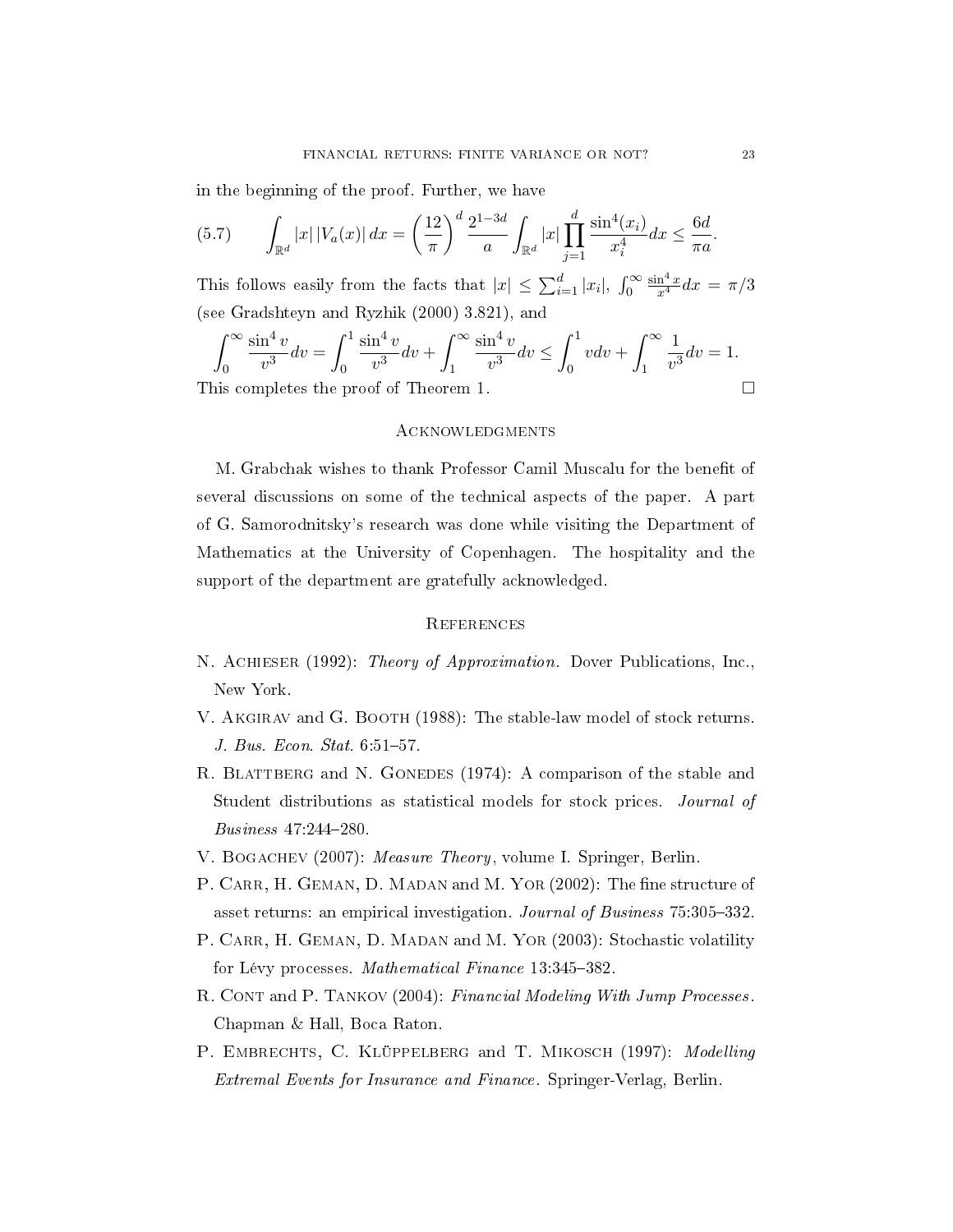in the beginning of the proof. Further, we have

$$\int_{\mathbb{R}^d} |x|\,|V_a(x)|\,dx = \left(\frac{12}{\pi}\right)^d \frac{2^{1-3d}}{a} \int_{\mathbb{R}^d} |x| \prod_{j=1}^{d} \frac{\sin^4(x_i)}{x_i^4} dx \le \frac{6d}{\pi a}. \tag{5.7}$$

This follows easily from the facts that $|x| \le \sum_{i=1}^d |x_i|$, $\int_0^\infty \frac{\sin^4 x}{x^4} dx = \pi/3$ (see Gradshteyn and Ryzhik (2000) 3.821), and

$$\int_0^\infty \frac{\sin^4 v}{v^3} dv = \int_0^1 \frac{\sin^4 v}{v^3} dv + \int_1^\infty \frac{\sin^4 v}{v^3} dv \le \int_0^1 v dv + \int_1^\infty \frac{1}{v^3} dv = 1.$$

This completes the proof of Theorem 1. □

## Acknowledgments

M. Grabchak wishes to thank Professor Camil Muscalu for the benefit of several discussions on some of the technical aspects of the paper. A part of G. Samorodnitsky's research was done while visiting the Department of Mathematics at the University of Copenhagen. The hospitality and the support of the department are gratefully acknowledged.

## References

N. Achieser (1992): *Theory of Approximation.* Dover Publications, Inc., New York.

V. Akgirav and G. Booth (1988): The stable-law model of stock returns. *J. Bus. Econ. Stat.* 6:51–57.

R. Blattberg and N. Gonedes (1974): A comparison of the stable and Student distributions as statistical models for stock prices. *Journal of Business* 47:244–280.

V. Bogachev (2007): *Measure Theory*, volume I. Springer, Berlin.

P. Carr, H. Geman, D. Madan and M. Yor (2002): The fine structure of asset returns: an empirical investigation. *Journal of Business* 75:305–332.

P. Carr, H. Geman, D. Madan and M. Yor (2003): Stochastic volatility for Lévy processes. *Mathematical Finance* 13:345–382.

R. Cont and P. Tankov (2004): *Financial Modeling With Jump Processes*. Chapman & Hall, Boca Raton.

P. Embrechts, C. Klüppelberg and T. Mikosch (1997): *Modelling Extremal Events for Insurance and Finance*. Springer-Verlag, Berlin.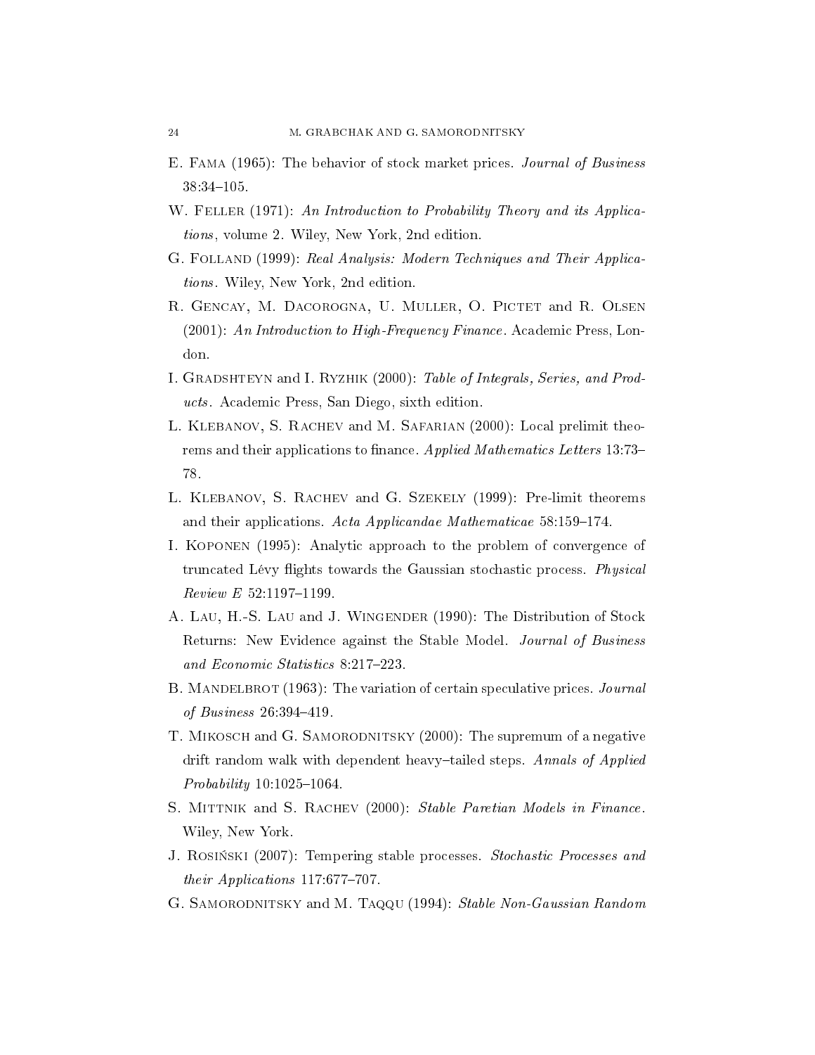E. Fama (1965): The behavior of stock market prices. *Journal of Business* 38:34–105.

W. Feller (1971): *An Introduction to Probability Theory and its Applications*, volume 2. Wiley, New York, 2nd edition.

G. Folland (1999): *Real Analysis: Modern Techniques and Their Applications*. Wiley, New York, 2nd edition.

R. Gencay, M. Dacorogna, U. Muller, O. Pictet and R. Olsen (2001): *An Introduction to High-Frequency Finance*. Academic Press, London.

I. Gradshteyn and I. Ryzhik (2000): *Table of Integrals, Series, and Products*. Academic Press, San Diego, sixth edition.

L. Klebanov, S. Rachev and M. Safarian (2000): Local prelimit theorems and their applications to finance. *Applied Mathematics Letters* 13:73–78.

L. Klebanov, S. Rachev and G. Szekely (1999): Pre-limit theorems and their applications. *Acta Applicandae Mathematicae* 58:159–174.

I. Koponen (1995): Analytic approach to the problem of convergence of truncated Lévy flights towards the Gaussian stochastic process. *Physical Review E* 52:1197–1199.

A. Lau, H.-S. Lau and J. Wingender (1990): The Distribution of Stock Returns: New Evidence against the Stable Model. *Journal of Business and Economic Statistics* 8:217–223.

B. Mandelbrot (1963): The variation of certain speculative prices. *Journal of Business* 26:394–419.

T. Mikosch and G. Samorodnitsky (2000): The supremum of a negative drift random walk with dependent heavy–tailed steps. *Annals of Applied Probability* 10:1025–1064.

S. Mittnik and S. Rachev (2000): *Stable Paretian Models in Finance*. Wiley, New York.

J. Rosiński (2007): Tempering stable processes. *Stochastic Processes and their Applications* 117:677–707.

G. Samorodnitsky and M. Taqqu (1994): *Stable Non-Gaussian Random*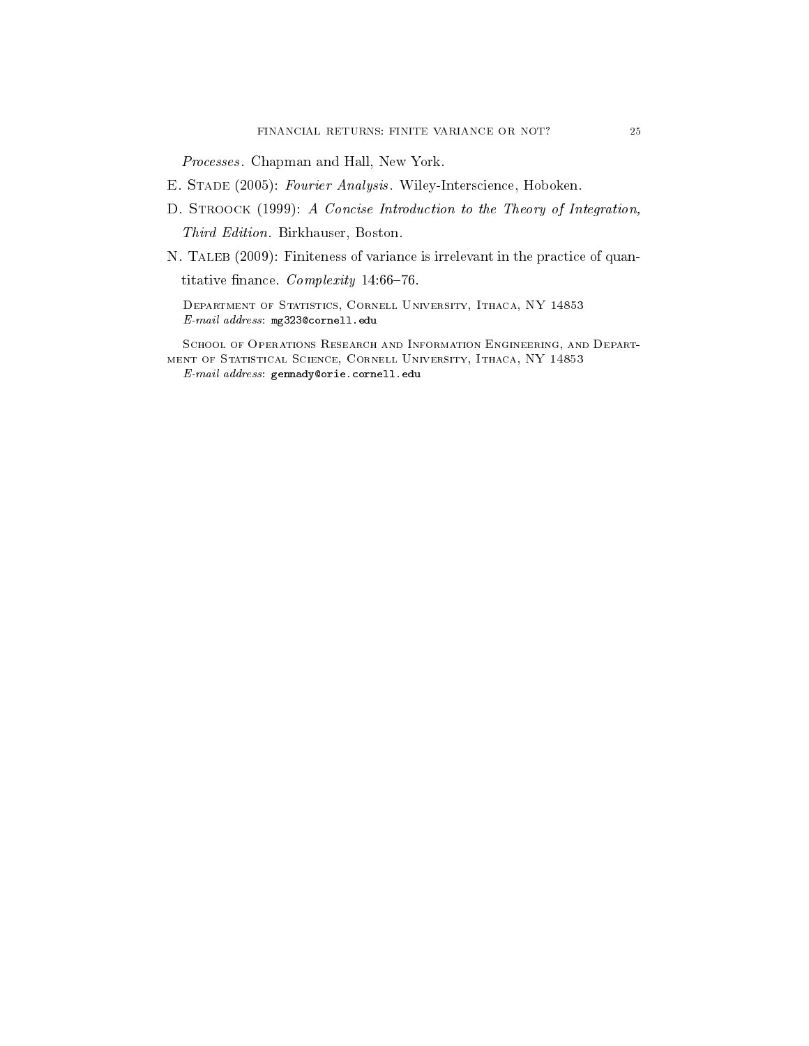*Processes*. Chapman and Hall, New York.

E. Stade (2005): *Fourier Analysis*. Wiley-Interscience, Hoboken.

D. Stroock (1999): *A Concise Introduction to the Theory of Integration, Third Edition*. Birkhauser, Boston.

N. Taleb (2009): Finiteness of variance is irrelevant in the practice of quantitative finance. *Complexity* 14:66–76.

Department of Statistics, Cornell University, Ithaca, NY 14853
*E-mail address*: mg323@cornell.edu

School of Operations Research and Information Engineering, and Department of Statistical Science, Cornell University, Ithaca, NY 14853
*E-mail address*: gennady@orie.cornell.edu